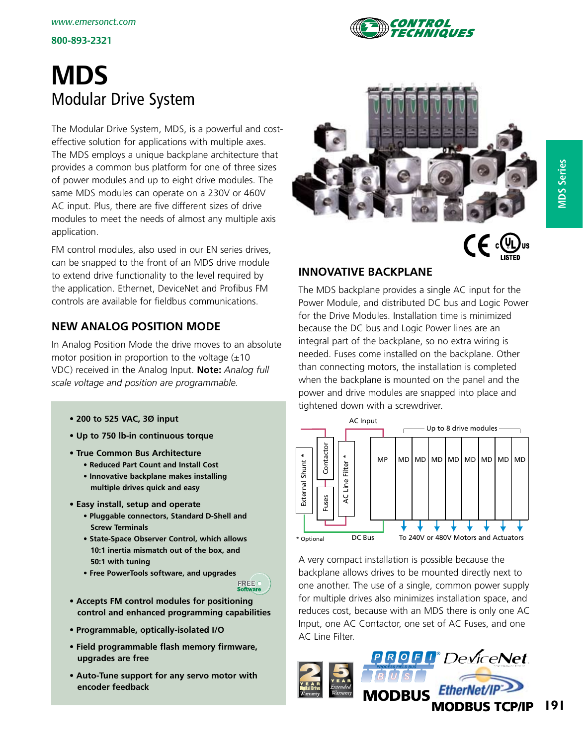www.emersonct.com

800-893-2321

# MDS
## Modular Drive System

The Modular Drive System, MDS, is a powerful and cost-effective solution for applications with multiple axes. The MDS employs a unique backplane architecture that provides a common bus platform for one of three sizes of power modules and up to eight drive modules. The same MDS modules can operate on a 230V or 460V AC input. Plus, there are five different sizes of drive modules to meet the needs of almost any multiple axis application.

FM control modules, also used in our EN series drives, can be snapped to the front of an MDS drive module to extend drive functionality to the level required by the application. Ethernet, DeviceNet and Profibus FM controls are available for fieldbus communications.

### NEW ANALOG POSITION MODE

In Analog Position Mode the drive moves to an absolute motor position in proportion to the voltage (±10 VDC) received in the Analog Input. **Note:** *Analog full scale voltage and position are programmable.*

- **200 to 525 VAC, 3Ø input**
- **Up to 750 lb-in continuous torque**
- **True Common Bus Architecture**
  - **Reduced Part Count and Install Cost**
  - **Innovative backplane makes installing multiple drives quick and easy**
- **Easy install, setup and operate**
  - **Pluggable connectors, Standard D-Shell and Screw Terminals**
  - **State-Space Observer Control, which allows 10:1 inertia mismatch out of the box, and 50:1 with tuning**
  - **Free PowerTools software, and upgrades**
- **Accepts FM control modules for positioning control and enhanced programming capabilities**
- **Programmable, optically-isolated I/O**
- **Field programmable flash memory firmware, upgrades are free**
- **Auto-Tune support for any servo motor with encoder feedback**

### INNOVATIVE BACKPLANE

The MDS backplane provides a single AC input for the Power Module, and distributed DC bus and Logic Power for the Drive Modules. Installation time is minimized because the DC bus and Logic Power lines are an integral part of the backplane, so no extra wiring is needed. Fuses come installed on the backplane. Other than connecting motors, the installation is completed when the backplane is mounted on the panel and the power and drive modules are snapped into place and tightened down with a screwdriver.

AC Input — External Shunt * — Contactor — Fuses — AC Line Filter * — MP — Up to 8 drive modules: MD MD MD MD MD MD MD MD — DC Bus — To 240V or 480V Motors and Actuators

\* Optional

A very compact installation is possible because the backplane allows drives to be mounted directly next to one another. The use of a single, common power supply for multiple drives also minimizes installation space, and reduces cost, because with an MDS there is only one AC Input, one AC Contactor, one set of AC Fuses, and one AC Line Filter.

2 YEAR Digital Drive Warranty — 5 YEAR Extended Warranty

PROFIBUS — DeviceNet — MODBUS — EtherNet/IP — MODBUS TCP/IP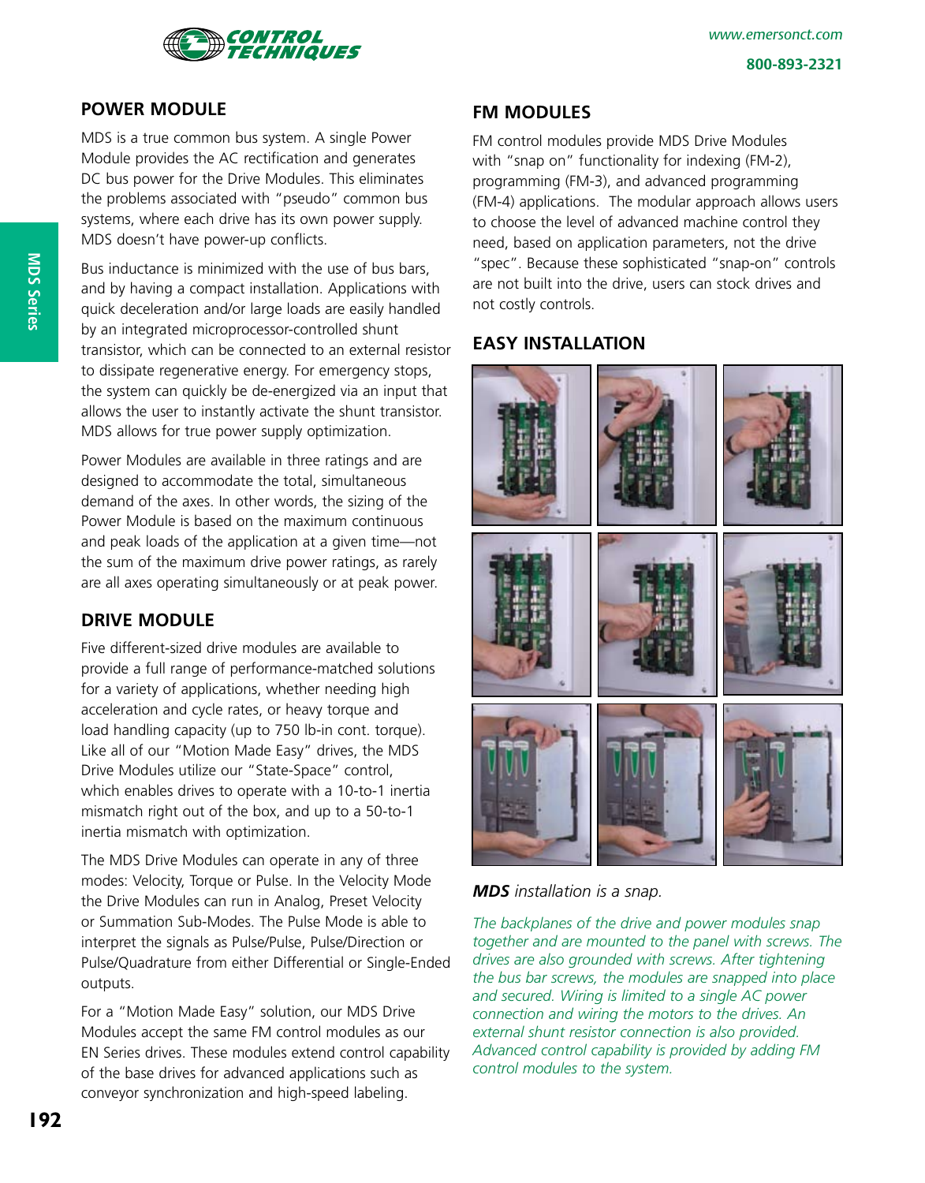## POWER MODULE

MDS is a true common bus system. A single Power Module provides the AC rectification and generates DC bus power for the Drive Modules. This eliminates the problems associated with "pseudo" common bus systems, where each drive has its own power supply. MDS doesn't have power-up conflicts.

Bus inductance is minimized with the use of bus bars, and by having a compact installation. Applications with quick deceleration and/or large loads are easily handled by an integrated microprocessor-controlled shunt transistor, which can be connected to an external resistor to dissipate regenerative energy. For emergency stops, the system can quickly be de-energized via an input that allows the user to instantly activate the shunt transistor. MDS allows for true power supply optimization.

Power Modules are available in three ratings and are designed to accommodate the total, simultaneous demand of the axes. In other words, the sizing of the Power Module is based on the maximum continuous and peak loads of the application at a given time—not the sum of the maximum drive power ratings, as rarely are all axes operating simultaneously or at peak power.

## DRIVE MODULE

Five different-sized drive modules are available to provide a full range of performance-matched solutions for a variety of applications, whether needing high acceleration and cycle rates, or heavy torque and load handling capacity (up to 750 lb-in cont. torque). Like all of our "Motion Made Easy" drives, the MDS Drive Modules utilize our "State-Space" control, which enables drives to operate with a 10-to-1 inertia mismatch right out of the box, and up to a 50-to-1 inertia mismatch with optimization.

The MDS Drive Modules can operate in any of three modes: Velocity, Torque or Pulse. In the Velocity Mode the Drive Modules can run in Analog, Preset Velocity or Summation Sub-Modes. The Pulse Mode is able to interpret the signals as Pulse/Pulse, Pulse/Direction or Pulse/Quadrature from either Differential or Single-Ended outputs.

For a "Motion Made Easy" solution, our MDS Drive Modules accept the same FM control modules as our EN Series drives. These modules extend control capability of the base drives for advanced applications such as conveyor synchronization and high-speed labeling.

## FM MODULES

FM control modules provide MDS Drive Modules with "snap on" functionality for indexing (FM-2), programming (FM-3), and advanced programming (FM-4) applications. The modular approach allows users to choose the level of advanced machine control they need, based on application parameters, not the drive "spec". Because these sophisticated "snap-on" controls are not built into the drive, users can stock drives and not costly controls.

## EASY INSTALLATION

***MDS*** *installation is a snap.*

*The backplanes of the drive and power modules snap together and are mounted to the panel with screws. The drives are also grounded with screws. After tightening the bus bar screws, the modules are snapped into place and secured. Wiring is limited to a single AC power connection and wiring the motors to the drives. An external shunt resistor connection is also provided. Advanced control capability is provided by adding FM control modules to the system.*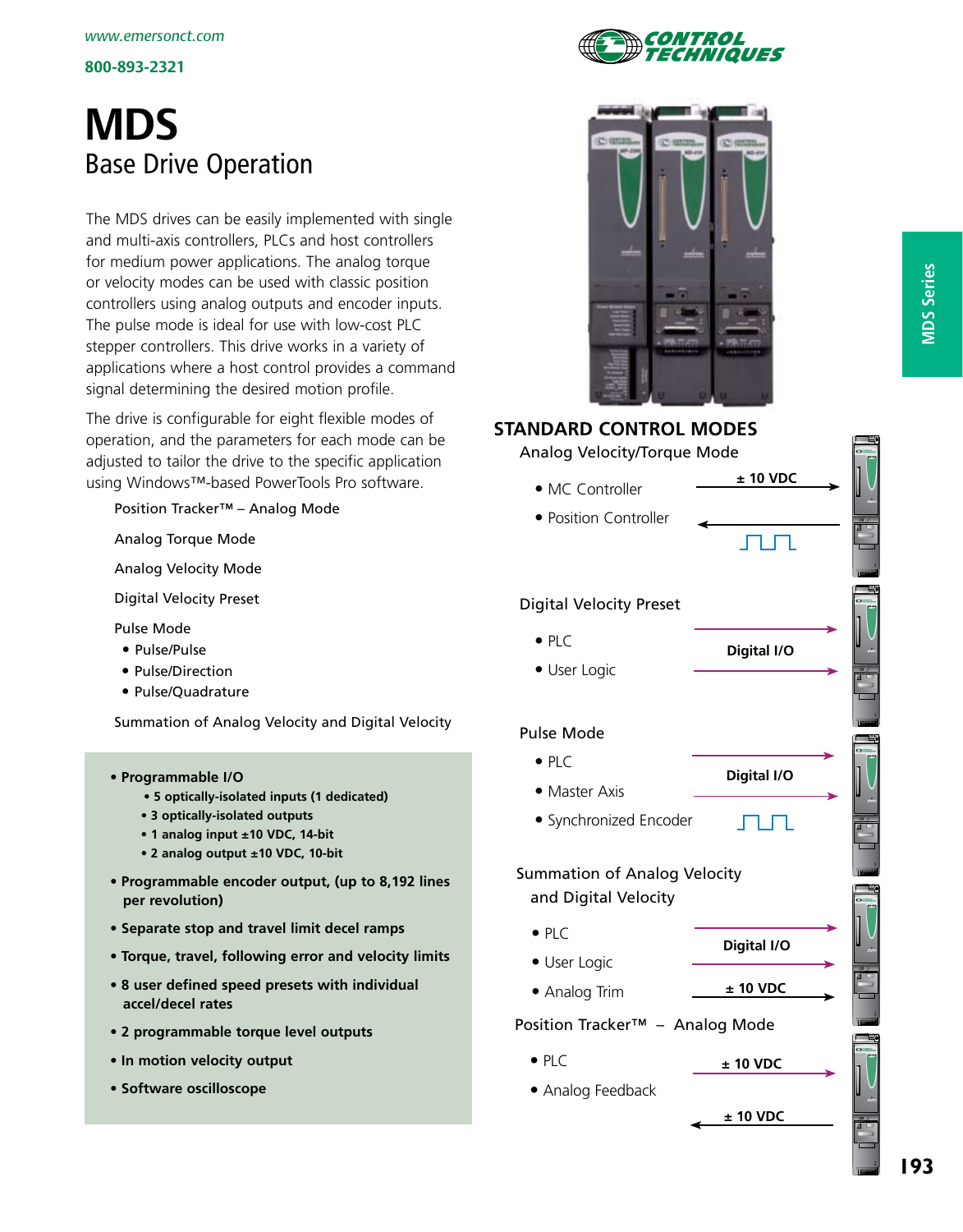# MDS

## Base Drive Operation

The MDS drives can be easily implemented with single and multi-axis controllers, PLCs and host controllers for medium power applications. The analog torque or velocity modes can be used with classic position controllers using analog outputs and encoder inputs. The pulse mode is ideal for use with low-cost PLC stepper controllers. This drive works in a variety of applications where a host control provides a command signal determining the desired motion profile.

The drive is configurable for eight flexible modes of operation, and the parameters for each mode can be adjusted to tailor the drive to the specific application using Windows™-based PowerTools Pro software.

Position Tracker™ – Analog Mode

Analog Torque Mode

Analog Velocity Mode

Digital Velocity Preset

Pulse Mode
- Pulse/Pulse
- Pulse/Direction
- Pulse/Quadrature

Summation of Analog Velocity and Digital Velocity

- **Programmable I/O**
  - **5 optically-isolated inputs (1 dedicated)**
  - **3 optically-isolated outputs**
  - **1 analog input ±10 VDC, 14-bit**
  - **2 analog output ±10 VDC, 10-bit**
- **Programmable encoder output, (up to 8,192 lines per revolution)**
- **Separate stop and travel limit decel ramps**
- **Torque, travel, following error and velocity limits**
- **8 user defined speed presets with individual accel/decel rates**
- **2 programmable torque level outputs**
- **In motion velocity output**
- **Software oscilloscope**

## STANDARD CONTROL MODES

### Analog Velocity/Torque Mode
- MC Controller
- Position Controller

**± 10 VDC**

### Digital Velocity Preset
- PLC
- User Logic

**Digital I/O**

### Pulse Mode
- PLC
- Master Axis
- Synchronized Encoder

**Digital I/O**

### Summation of Analog Velocity and Digital Velocity
- PLC
- User Logic
- Analog Trim

**Digital I/O**

**± 10 VDC**

### Position Tracker™ – Analog Mode
- PLC
- Analog Feedback

**± 10 VDC**

**± 10 VDC**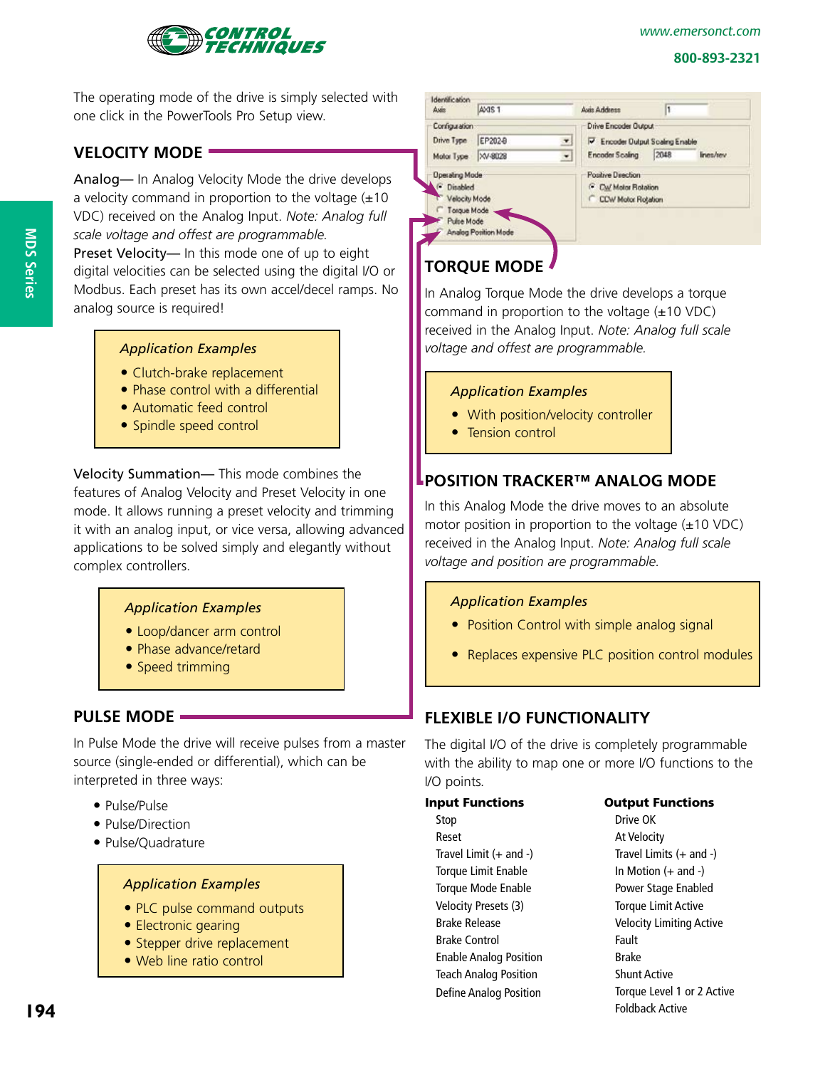The operating mode of the drive is simply selected with one click in the PowerTools Pro Setup view.

## VELOCITY MODE

**Analog**— In Analog Velocity Mode the drive develops a velocity command in proportion to the voltage (±10 VDC) received on the Analog Input. *Note: Analog full scale voltage and offset are programmable.*

**Preset Velocity**— In this mode one of up to eight digital velocities can be selected using the digital I/O or Modbus. Each preset has its own accel/decel ramps. No analog source is required!

*Application Examples*

- Clutch-brake replacement
- Phase control with a differential
- Automatic feed control
- Spindle speed control

**Velocity Summation**— This mode combines the features of Analog Velocity and Preset Velocity in one mode. It allows running a preset velocity and trimming it with an analog input, or vice versa, allowing advanced applications to be solved simply and elegantly without complex controllers.

*Application Examples*

- Loop/dancer arm control
- Phase advance/retard
- Speed trimming

## PULSE MODE

In Pulse Mode the drive will receive pulses from a master source (single-ended or differential), which can be interpreted in three ways:

- Pulse/Pulse
- Pulse/Direction
- Pulse/Quadrature

*Application Examples*

- PLC pulse command outputs
- Electronic gearing
- Stepper drive replacement
- Web line ratio control

## TORQUE MODE

In Analog Torque Mode the drive develops a torque command in proportion to the voltage (±10 VDC) received in the Analog Input. *Note: Analog full scale voltage and offset are programmable.*

*Application Examples*

- With position/velocity controller
- Tension control

## POSITION TRACKER™ ANALOG MODE

In this Analog Mode the drive moves to an absolute motor position in proportion to the voltage (±10 VDC) received in the Analog Input. *Note: Analog full scale voltage and position are programmable.*

*Application Examples*

- Position Control with simple analog signal
- Replaces expensive PLC position control modules

## FLEXIBLE I/O FUNCTIONALITY

The digital I/O of the drive is completely programmable with the ability to map one or more I/O functions to the I/O points.

**Input Functions**

- Stop
- Reset
- Travel Limit (+ and -)
- Torque Limit Enable
- Torque Mode Enabled
- Velocity Presets (3)
- Brake Release
- Brake Control
- Enable Analog Position
- Teach Analog Position
- Define Analog Position

**Output Functions**

- Drive OK
- At Velocity
- Travel Limits (+ and -)
- In Motion (+ and -)
- Power Stage Enabled
- Torque Limit Active
- Velocity Limiting Active
- Fault
- Brake
- Shunt Active
- Torque Level 1 or 2 Active
- Foldback Active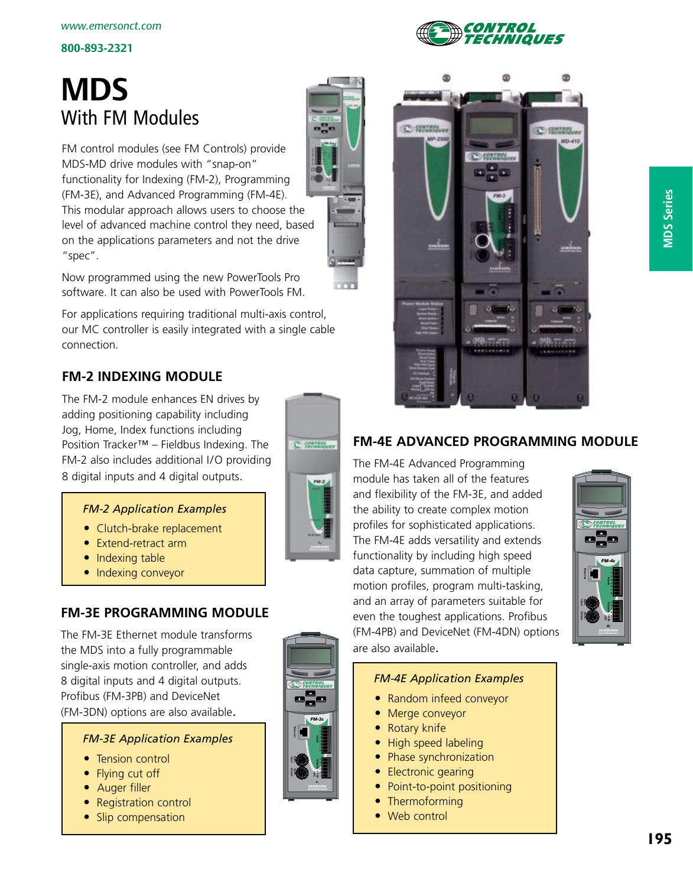# MDS

## With FM Modules

FM control modules (see FM Controls) provide MDS-MD drive modules with "snap-on" functionality for Indexing (FM-2), Programming (FM-3E), and Advanced Programming (FM-4E). This modular approach allows users to choose the level of advanced machine control they need, based on the applications parameters and not the drive "spec".

Now programmed using the new PowerTools Pro software. It can also be used with PowerTools FM.

For applications requiring traditional multi-axis control, our MC controller is easily integrated with a single cable connection.

### FM-2 INDEXING MODULE

The FM-2 module enhances EN drives by adding positioning capability including Jog, Home, Index functions including Position Tracker™ – Fieldbus Indexing. The FM-2 also includes additional I/O providing 8 digital inputs and 4 digital outputs.

*FM-2 Application Examples*

- Clutch-brake replacement
- Extend-retract arm
- Indexing table
- Indexing conveyor

### FM-3E PROGRAMMING MODULE

The FM-3E Ethernet module transforms the MDS into a fully programmable single-axis motion controller, and adds 8 digital inputs and 4 digital outputs. Profibus (FM-3PB) and DeviceNet (FM-3DN) options are also available.

*FM-3E Application Examples*

- Tension control
- Flying cut off
- Auger filler
- Registration control
- Slip compensation

### FM-4E ADVANCED PROGRAMMING MODULE

The FM-4E Advanced Programming module has taken all of the features and flexibility of the FM-3E, and added the ability to create complex motion profiles for sophisticated applications. The FM-4E adds versatility and extends functionality by including high speed data capture, summation of multiple motion profiles, program multi-tasking, and an array of parameters suitable for even the toughest applications. Profibus (FM-4PB) and DeviceNet (FM-4DN) options are also available.

*FM-4E Application Examples*

- Random infeed conveyor
- Merge conveyor
- Rotary knife
- High speed labeling
- Phase synchronization
- Electronic gearing
- Point-to-point positioning
- Thermoforming
- Web control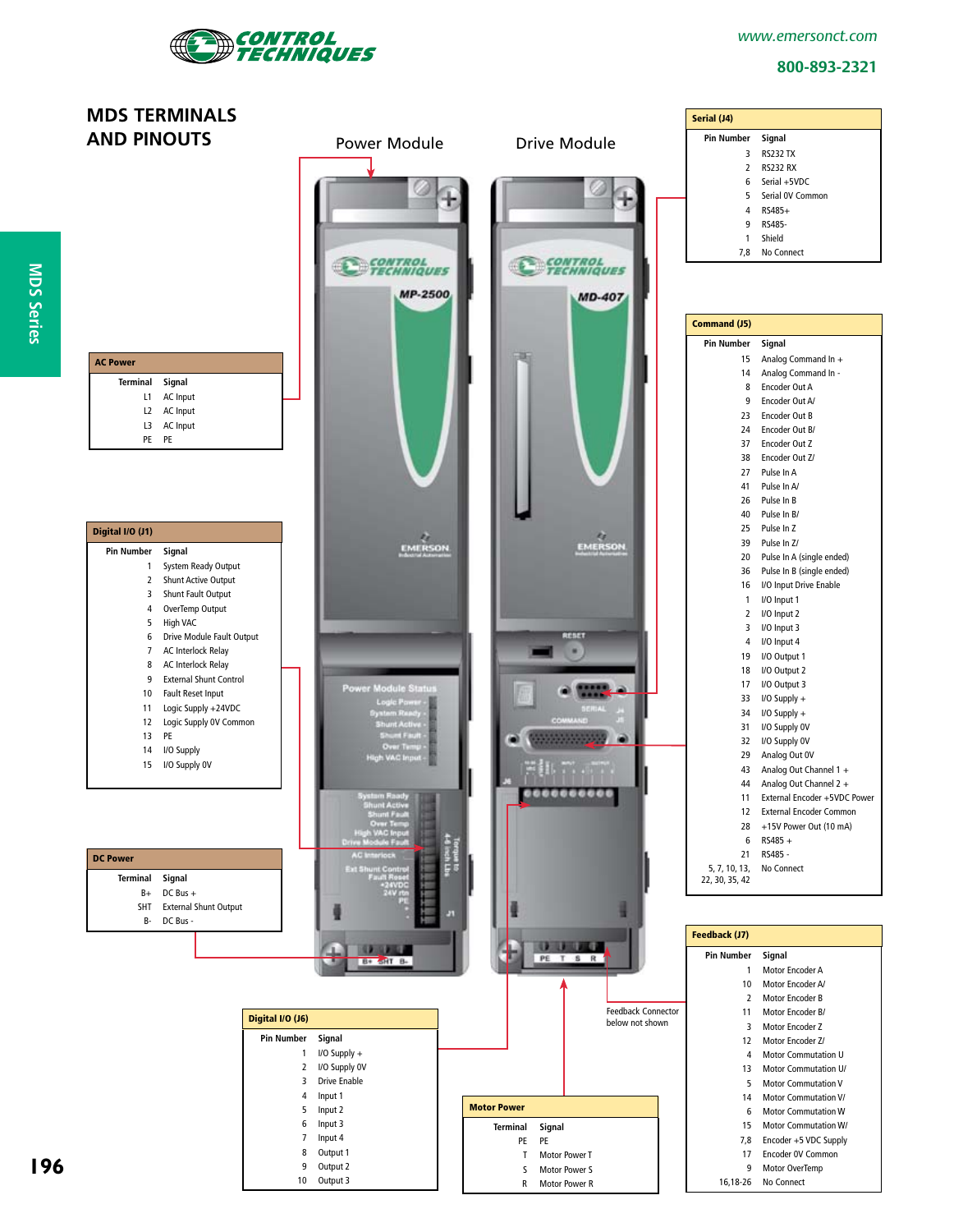# MDS TERMINALS AND PINOUTS

Power Module

Drive Module

**Serial (J4)**

| Pin Number | Signal |
|---|---|
| 3 | RS232 TX |
| 2 | RS232 RX |
| 6 | Serial +5VDC |
| 5 | Serial 0V Common |
| 4 | RS485+ |
| 9 | RS485- |
| 1 | Shield |
| 7,8 | No Connect |

**AC Power**

| Terminal | Signal |
|---|---|
| L1 | AC Input |
| L2 | AC Input |
| L3 | AC Input |
| PE | PE |

**Command (J5)**

| Pin Number | Signal |
|---|---|
| 15 | Analog Command In + |
| 14 | Analog Command In - |
| 8 | Encoder Out A |
| 9 | Encoder Out A/ |
| 23 | Encoder Out B |
| 24 | Encoder Out B/ |
| 37 | Encoder Out Z |
| 38 | Encoder Out Z/ |
| 27 | Pulse In A |
| 41 | Pulse In A/ |
| 26 | Pulse In B |
| 40 | Pulse In B/ |
| 25 | Pulse In Z |
| 39 | Pulse In Z/ |
| 20 | Pulse In A (single ended) |
| 36 | Pulse In B (single ended) |
| 16 | I/O Input Drive Enable |
| 1 | I/O Input 1 |
| 2 | I/O Input 2 |
| 3 | I/O Input 3 |
| 4 | I/O Input 4 |
| 19 | I/O Output 1 |
| 18 | I/O Output 2 |
| 17 | I/O Output 3 |
| 33 | I/O Supply + |
| 34 | I/O Supply + |
| 31 | I/O Supply 0V |
| 32 | I/O Supply 0V |
| 29 | Analog Out 0V |
| 43 | Analog Out Channel 1 + |
| 44 | Analog Out Channel 2 + |
| 11 | External Encoder +5VDC Power |
| 12 | External Encoder Common |
| 28 | +15V Power Out (10 mA) |
| 6 | RS485 + |
| 21 | RS485 - |
| 5, 7, 10, 13, 22, 30, 35, 42 | No Connect |

**Digital I/O (J1)**

| Pin Number | Signal |
|---|---|
| 1 | System Ready Output |
| 2 | Shunt Active Output |
| 3 | Shunt Fault Output |
| 4 | OverTemp Output |
| 5 | High VAC |
| 6 | Drive Module Fault Output |
| 7 | AC Interlock Relay |
| 8 | AC Interlock Relay |
| 9 | External Shunt Control |
| 10 | Fault Reset Input |
| 11 | Logic Supply +24VDC |
| 12 | Logic Supply 0V Common |
| 13 | PE |
| 14 | I/O Supply |
| 15 | I/O Supply 0V |

**DC Power**

| Terminal | Signal |
|---|---|
| B+ | DC Bus + |
| SHT | External Shunt Output |
| B- | DC Bus - |

**Feedback (J7)**

| Pin Number | Signal |
|---|---|
| 1 | Motor Encoder A |
| 10 | Motor Encoder A/ |
| 2 | Motor Encoder B |
| 11 | Motor Encoder B/ |
| 3 | Motor Encoder Z |
| 12 | Motor Encoder Z/ |
| 4 | Motor Commutation U |
| 13 | Motor Commutation U/ |
| 5 | Motor Commutation V |
| 14 | Motor Commutation V/ |
| 6 | Motor Commutation W |
| 15 | Motor Commutation W/ |
| 7,8 | Encoder +5 VDC Supply |
| 17 | Encoder 0V Common |
| 9 | Motor OverTemp |
| 16,18-26 | No Connect |

Feedback Connector below not shown

**Digital I/O (J6)**

| Pin Number | Signal |
|---|---|
| 1 | I/O Supply + |
| 2 | I/O Supply 0V |
| 3 | Drive Enable |
| 4 | Input 1 |
| 5 | Input 2 |
| 6 | Input 3 |
| 7 | Input 4 |
| 8 | Output 1 |
| 9 | Output 2 |
| 10 | Output 3 |

**Motor Power**

| Terminal | Signal |
|---|---|
| PE | PE |
| T | Motor Power T |
| S | Motor Power S |
| R | Motor Power R |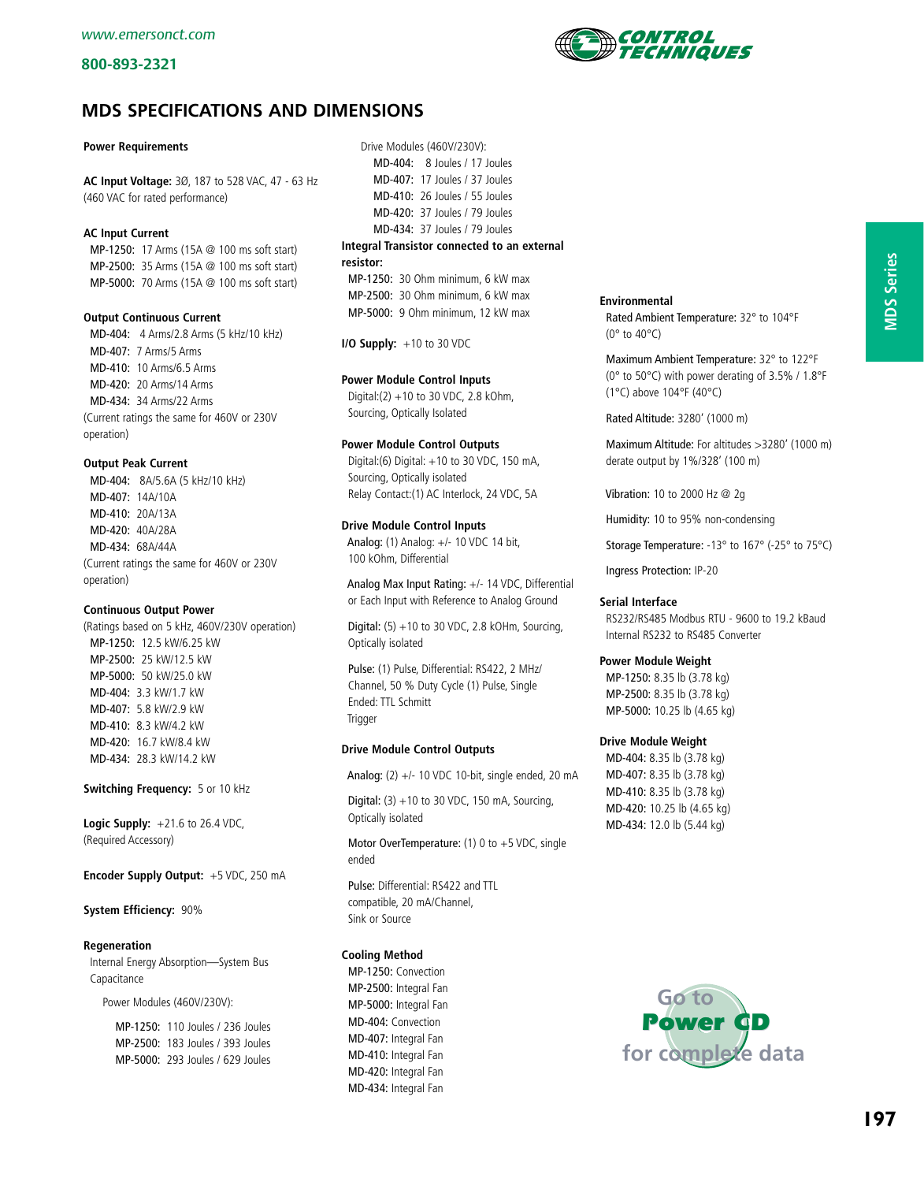## MDS SPECIFICATIONS AND DIMENSIONS

**Power Requirements**

**AC Input Voltage:** 3Ø, 187 to 528 VAC, 47 - 63 Hz (460 VAC for rated performance)

**AC Input Current**

- MP-1250: 17 Arms (15A @ 100 ms soft start)
- MP-2500: 35 Arms (15A @ 100 ms soft start)
- MP-5000: 70 Arms (15A @ 100 ms soft start)

**Output Continuous Current**

- MD-404: 4 Arms/2.8 Arms (5 kHz/10 kHz)
- MD-407: 7 Arms/5 Arms
- MD-410: 10 Arms/6.5 Arms
- MD-420: 20 Arms/14 Arms
- MD-434: 34 Arms/22 Arms

(Current ratings the same for 460V or 230V operation)

**Output Peak Current**

- MD-404: 8A/5.6A (5 kHz/10 kHz)
- MD-407: 14A/10A
- MD-410: 20A/13A
- MD-420: 40A/28A
- MD-434: 68A/44A

(Current ratings the same for 460V or 230V operation)

**Continuous Output Power**

(Ratings based on 5 kHz, 460V/230V operation)

- MP-1250: 12.5 kW/6.25 kW
- MP-2500: 25 kW/12.5 kW
- MP-5000: 50 kW/25.0 kW
- MD-404: 3.3 kW/1.7 kW
- MD-407: 5.8 kW/2.9 kW
- MD-410: 8.3 kW/4.2 kW
- MD-420: 16.7 kW/8.4 kW
- MD-434: 28.3 kW/14.2 kW

**Switching Frequency:** 5 or 10 kHz

**Logic Supply:** +21.6 to 26.4 VDC, (Required Accessory)

**Encoder Supply Output:** +5 VDC, 250 mA

**System Efficiency:** 90%

**Regeneration**

Internal Energy Absorption—System Bus Capacitance

Power Modules (460V/230V):

- MP-1250: 110 Joules / 236 Joules
- MP-2500: 183 Joules / 393 Joules
- MP-5000: 293 Joules / 629 Joules

Drive Modules (460V/230V):

- MD-404: 8 Joules / 17 Joules
- MD-407: 17 Joules / 37 Joules
- MD-410: 26 Joules / 55 Joules
- MD-420: 37 Joules / 79 Joules
- MD-434: 37 Joules / 79 Joules

**Integral Transistor connected to an external resistor:**

- MP-1250: 30 Ohm minimum, 6 kW max
- MP-2500: 30 Ohm minimum, 6 kW max
- MP-5000: 9 Ohm minimum, 12 kW max

**I/O Supply:** +10 to 30 VDC

**Power Module Control Inputs**

Digital:(2) +10 to 30 VDC, 2.8 kOhm, Sourcing, Optically Isolated

**Power Module Control Outputs**

Digital:(6) Digital: +10 to 30 VDC, 150 mA, Sourcing, Optically isolated
Relay Contact:(1) AC Interlock, 24 VDC, 5A

**Drive Module Control Inputs**

Analog: (1) Analog: +/- 10 VDC 14 bit, 100 kOhm, Differential

Analog Max Input Rating: +/- 14 VDC, Differential or Each Input with Reference to Analog Ground

Digital: (5) +10 to 30 VDC, 2.8 kOhm, Sourcing, Optically isolated

Pulse: (1) Pulse, Differential: RS422, 2 MHz/ Channel, 50 % Duty Cycle (1) Pulse, Single Ended: TTL Schmitt Trigger

**Drive Module Control Outputs**

Analog: (2) +/- 10 VDC 10-bit, single ended, 20 mA

Digital: (3) +10 to 30 VDC, 150 mA, Sourcing, Optically isolated

Motor OverTemperature: (1) 0 to +5 VDC, single ended

Pulse: Differential: RS422 and TTL compatible, 20 mA/Channel, Sink or Source

**Cooling Method**

- MP-1250: Convection
- MP-2500: Integral Fan
- MP-5000: Integral Fan
- MD-404: Convection
- MD-407: Integral Fan
- MD-410: Integral Fan
- MD-420: Integral Fan
- MD-434: Integral Fan

**Environmental**

Rated Ambient Temperature: 32° to 104°F (0° to 40°C)

Maximum Ambient Temperature: 32° to 122°F (0° to 50°C) with power derating of 3.5% / 1.8°F (1°C) above 104°F (40°C)

Rated Altitude: 3280' (1000 m)

Maximum Altitude: For altitudes >3280' (1000 m) derate output by 1%/328' (100 m)

Vibration: 10 to 2000 Hz @ 2g

Humidity: 10 to 95% non-condensing

Storage Temperature: -13° to 167° (-25° to 75°C)

Ingress Protection: IP-20

**Serial Interface**

RS232/RS485 Modbus RTU - 9600 to 19.2 kBaud
Internal RS232 to RS485 Converter

**Power Module Weight**

- MP-1250: 8.35 lb (3.78 kg)
- MP-2500: 8.35 lb (3.78 kg)
- MP-5000: 10.25 lb (4.65 kg)

**Drive Module Weight**

- MD-404: 8.35 lb (3.78 kg)
- MD-407: 8.35 lb (3.78 kg)
- MD-410: 8.35 lb (3.78 kg)
- MD-420: 10.25 lb (4.65 kg)
- MD-434: 12.0 lb (5.44 kg)

Go to Power CD for complete data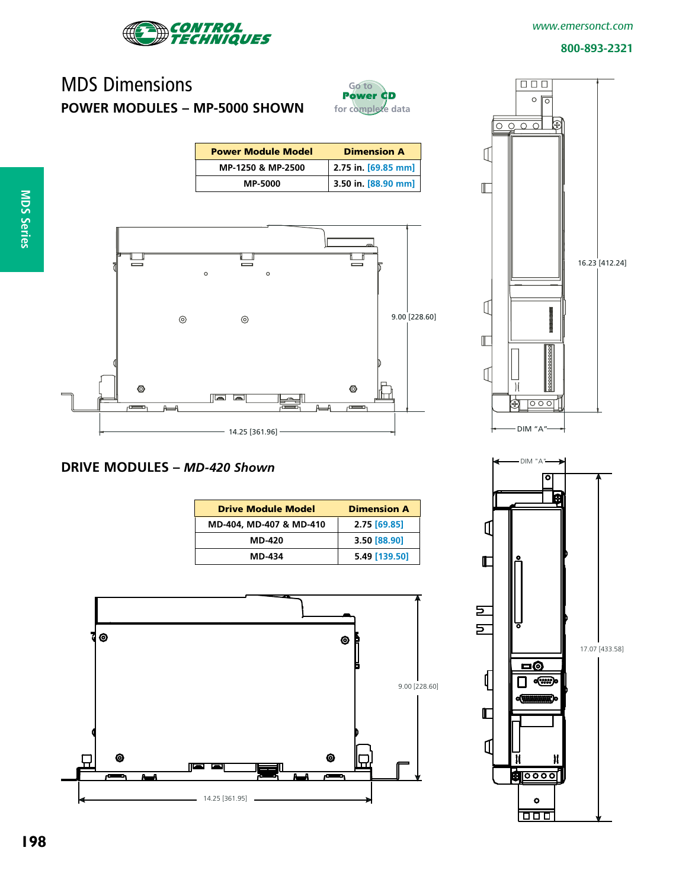# MDS Dimensions

## POWER MODULES – MP-5000 SHOWN

Go to **Power CD** for complete data

| Power Module Model | Dimension A |
|---|---|
| MP-1250 & MP-2500 | 2.75 in. [69.85 mm] |
| MP-5000 | 3.50 in. [88.90 mm] |

9.00 [228.60]

14.25 [361.96]

16.23 [412.24]

DIM "A"

## DRIVE MODULES – *MD-420 Shown*

| Drive Module Model | Dimension A |
|---|---|
| MD-404, MD-407 & MD-410 | 2.75 [69.85] |
| MD-420 | 3.50 [88.90] |
| MD-434 | 5.49 [139.50] |

DIM "A"

9.00 [228.60]

17.07 [433.58]

14.25 [361.95]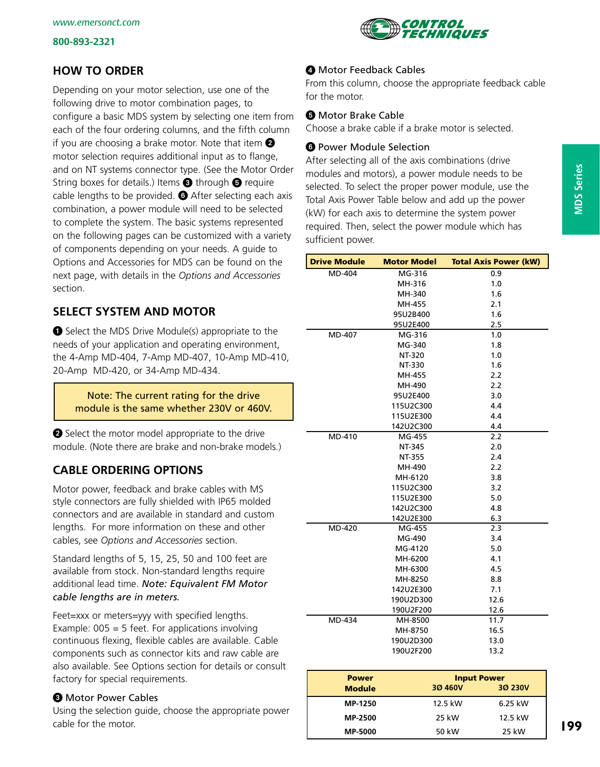## HOW TO ORDER

Depending on your motor selection, use one of the following drive to motor combination pages, to configure a basic MDS system by selecting one item from each of the four ordering columns, and the fifth column if you are choosing a brake motor. Note that item ❷ motor selection requires additional input as to flange, and on NT systems connector type. (See the Motor Order String boxes for details.) Items ❸ through ❺ require cable lengths to be provided. ❻ After selecting each axis combination, a power module will need to be selected to complete the system. The basic systems represented on the following pages can be customized with a variety of components depending on your needs. A guide to Options and Accessories for MDS can be found on the next page, with details in the *Options and Accessories* section.

## SELECT SYSTEM AND MOTOR

❶ Select the MDS Drive Module(s) appropriate to the needs of your application and operating environment, the 4-Amp MD-404, 7-Amp MD-407, 10-Amp MD-410, 20-Amp MD-420, or 34-Amp MD-434.

> Note: The current rating for the drive module is the same whether 230V or 460V.

❷ Select the motor model appropriate to the drive module. (Note there are brake and non-brake models.)

## CABLE ORDERING OPTIONS

Motor power, feedback and brake cables with MS style connectors are fully shielded with IP65 molded connectors and are available in standard and custom lengths. For more information on these and other cables, see *Options and Accessories* section.

Standard lengths of 5, 15, 25, 50 and 100 feet are available from stock. Non-standard lengths require additional lead time. *Note: Equivalent FM Motor cable lengths are in meters.*

Feet=xxx or meters=yyy with specified lengths. Example: 005 = 5 feet. For applications involving continuous flexing, flexible cables are available. Cable components such as connector kits and raw cable are also available. See Options section for details or consult factory for special requirements.

❸ Motor Power Cables

Using the selection guide, choose the appropriate power cable for the motor.

❹ Motor Feedback Cables

From this column, choose the appropriate feedback cable for the motor.

❺ Motor Brake Cable

Choose a brake cable if a brake motor is selected.

❻ Power Module Selection

After selecting all of the axis combinations (drive modules and motors), a power module needs to be selected. To select the proper power module, use the Total Axis Power Table below and add up the power (kW) for each axis to determine the system power required. Then, select the power module which has sufficient power.

| Drive Module | Motor Model | Total Axis Power (kW) |
|---|---|---|
| MD-404 | MG-316 | 0.9 |
| | MH-316 | 1.0 |
| | MH-340 | 1.6 |
| | MH-455 | 2.1 |
| | 95U2B400 | 1.6 |
| | 95U2E400 | 2.5 |
| MD-407 | MG-316 | 1.0 |
| | MG-340 | 1.8 |
| | NT-320 | 1.0 |
| | NT-330 | 1.6 |
| | MH-455 | 2.2 |
| | MH-490 | 2.2 |
| | 95U2E400 | 3.0 |
| | 115U2C300 | 4.4 |
| | 115U2E300 | 4.4 |
| | 142U2C300 | 4.4 |
| MD-410 | MG-455 | 2.2 |
| | NT-345 | 2.0 |
| | NT-355 | 2.4 |
| | MH-490 | 2.2 |
| | MH-6120 | 3.8 |
| | 115U2C300 | 3.2 |
| | 115U2E300 | 5.0 |
| | 142U2C300 | 4.8 |
| | 142U2E300 | 6.3 |
| MD-420 | MG-455 | 2.3 |
| | MG-490 | 3.4 |
| | MG-4120 | 5.0 |
| | MH-6200 | 4.1 |
| | MH-6300 | 4.5 |
| | MH-8250 | 8.8 |
| | 142U2E300 | 7.1 |
| | 190U2D300 | 12.6 |
| | 190U2F200 | 12.6 |
| MD-434 | MH-8500 | 11.7 |
| | MH-8750 | 16.5 |
| | 190U2D300 | 13.0 |
| | 190U2F200 | 13.2 |

| Power Module | Input Power 3Ø 460V | 3Ø 230V |
|---|---|---|
| MP-1250 | 12.5 kW | 6.25 kW |
| MP-2500 | 25 kW | 12.5 kW |
| MP-5000 | 50 kW | 25 kW |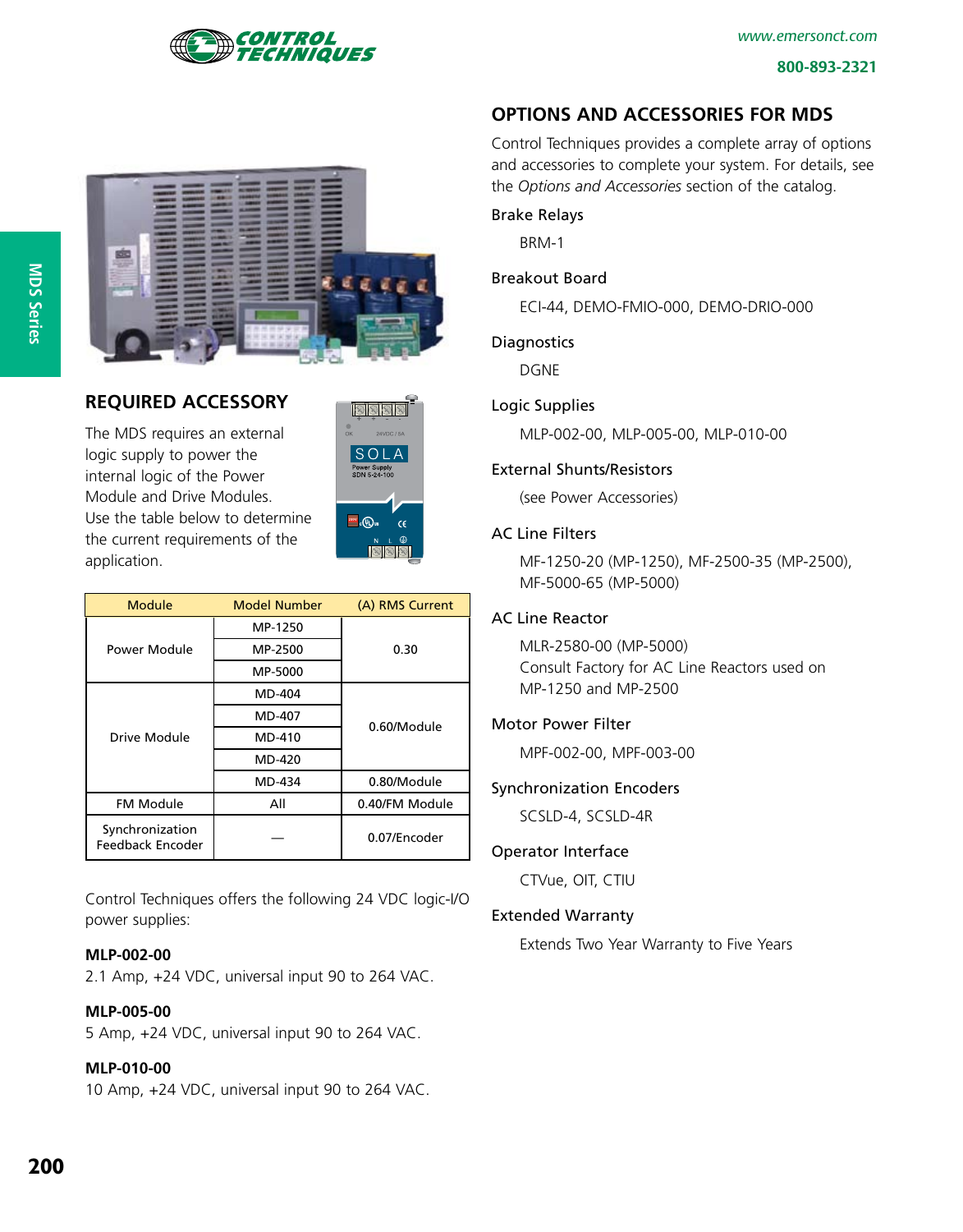## REQUIRED ACCESSORY

The MDS requires an external logic supply to power the internal logic of the Power Module and Drive Modules. Use the table below to determine the current requirements of the application.

| Module | Model Number | (A) RMS Current |
|---|---|---|
| Power Module | MP-1250 | 0.30 |
| | MP-2500 | |
| | MP-5000 | |
| Drive Module | MD-404 | 0.60/Module |
| | MD-407 | |
| | MD-410 | |
| | MD-420 | |
| | MD-434 | 0.80/Module |
| FM Module | All | 0.40/FM Module |
| Synchronization Feedback Encoder | — | 0.07/Encoder |

Control Techniques offers the following 24 VDC logic-I/O power supplies:

**MLP-002-00**
2.1 Amp, +24 VDC, universal input 90 to 264 VAC.

**MLP-005-00**
5 Amp, +24 VDC, universal input 90 to 264 VAC.

**MLP-010-00**
10 Amp, +24 VDC, universal input 90 to 264 VAC.

## OPTIONS AND ACCESSORIES FOR MDS

Control Techniques provides a complete array of options and accessories to complete your system. For details, see the *Options and Accessories* section of the catalog.

**Brake Relays**

BRM-1

**Breakout Board**

ECI-44, DEMO-FMIO-000, DEMO-DRIO-000

**Diagnostics**

DGNE

**Logic Supplies**

MLP-002-00, MLP-005-00, MLP-010-00

**External Shunts/Resistors**

(see Power Accessories)

**AC Line Filters**

MF-1250-20 (MP-1250), MF-2500-35 (MP-2500), MF-5000-65 (MP-5000)

**AC Line Reactor**

MLR-2580-00 (MP-5000)
Consult Factory for AC Line Reactors used on MP-1250 and MP-2500

**Motor Power Filter**

MPF-002-00, MPF-003-00

**Synchronization Encoders**

SCSLD-4, SCSLD-4R

**Operator Interface**

CTVue, OIT, CTIU

**Extended Warranty**

Extends Two Year Warranty to Five Years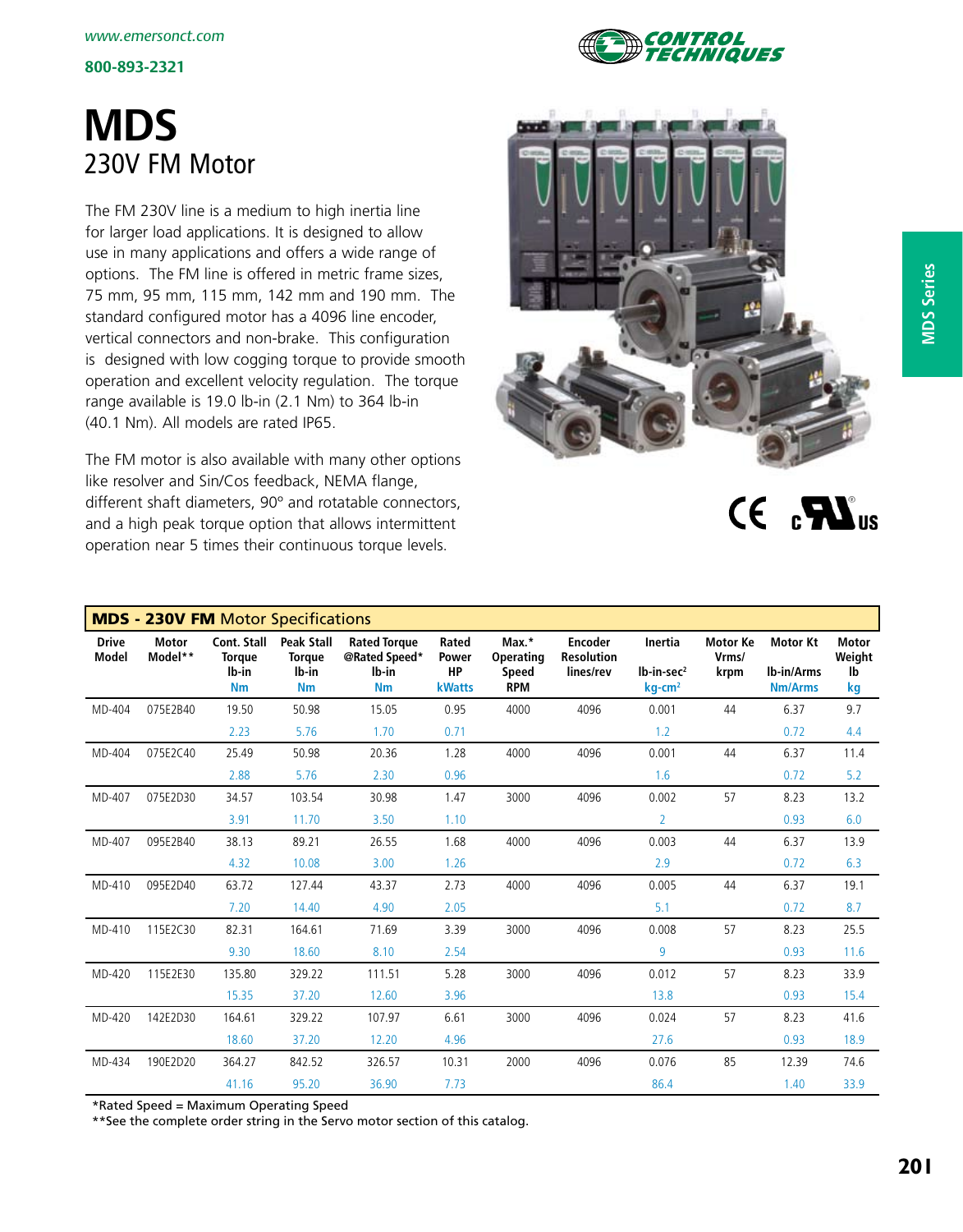www.emersonct.com

800-893-2321

# MDS

## 230V FM Motor

The FM 230V line is a medium to high inertia line for larger load applications. It is designed to allow use in many applications and offers a wide range of options. The FM line is offered in metric frame sizes, 75 mm, 95 mm, 115 mm, 142 mm and 190 mm. The standard configured motor has a 4096 line encoder, vertical connectors and non-brake. This configuration is designed with low cogging torque to provide smooth operation and excellent velocity regulation. The torque range available is 19.0 lb-in (2.1 Nm) to 364 lb-in (40.1 Nm). All models are rated IP65.

The FM motor is also available with many other options like resolver and Sin/Cos feedback, NEMA flange, different shaft diameters, 90° and rotatable connectors, and a high peak torque option that allows intermittent operation near 5 times their continuous torque levels.

**MDS - 230V FM** Motor Specifications

| Drive Model | Motor Model** | Cont. Stall Torque lb-in Nm | Peak Stall Torque lb-in Nm | Rated Torque @Rated Speed* lb-in Nm | Rated Power HP kWatts | Max.* Operating Speed RPM | Encoder Resolution lines/rev | Inertia lb-in-sec² kg-cm² | Motor Ke Vrms/ krpm | Motor Kt lb-in/Arms Nm/Arms | Motor Weight lb kg |
|---|---|---|---|---|---|---|---|---|---|---|---|
| MD-404 | 075E2B40 | 19.50 | 50.98 | 15.05 | 0.95 | 4000 | 4096 | 0.001 | 44 | 6.37 | 9.7 |
| | | 2.23 | 5.76 | 1.70 | 0.71 | | | 1.2 | | 0.72 | 4.4 |
| MD-404 | 075E2C40 | 25.49 | 50.98 | 20.36 | 1.28 | 4000 | 4096 | 0.001 | 44 | 6.37 | 11.4 |
| | | 2.88 | 5.76 | 2.30 | 0.96 | | | 1.6 | | 0.72 | 5.2 |
| MD-407 | 075E2D30 | 34.57 | 103.54 | 30.98 | 1.47 | 3000 | 4096 | 0.002 | 57 | 8.23 | 13.2 |
| | | 3.91 | 11.70 | 3.50 | 1.10 | | | 2 | | 0.93 | 6.0 |
| MD-407 | 095E2B40 | 38.13 | 89.21 | 26.55 | 1.68 | 4000 | 4096 | 0.003 | 44 | 6.37 | 13.9 |
| | | 4.32 | 10.08 | 3.00 | 1.26 | | | 2.9 | | 0.72 | 6.3 |
| MD-410 | 095E2D40 | 63.72 | 127.44 | 43.37 | 2.73 | 4000 | 4096 | 0.005 | 44 | 6.37 | 19.1 |
| | | 7.20 | 14.40 | 4.90 | 2.05 | | | 5.1 | | 0.72 | 8.7 |
| MD-410 | 115E2C30 | 82.31 | 164.61 | 71.69 | 3.39 | 3000 | 4096 | 0.008 | 57 | 8.23 | 25.5 |
| | | 9.30 | 18.60 | 8.10 | 2.54 | | | 9 | | 0.93 | 11.6 |
| MD-420 | 115E2E30 | 135.80 | 329.22 | 111.51 | 5.28 | 3000 | 4096 | 0.012 | 57 | 8.23 | 33.9 |
| | | 15.35 | 37.20 | 12.60 | 3.96 | | | 13.8 | | 0.93 | 15.4 |
| MD-420 | 142E2D30 | 164.61 | 329.22 | 107.97 | 6.61 | 3000 | 4096 | 0.024 | 57 | 8.23 | 41.6 |
| | | 18.60 | 37.20 | 12.20 | 4.96 | | | 27.6 | | 0.93 | 18.9 |
| MD-434 | 190E2D20 | 364.27 | 842.52 | 326.57 | 10.31 | 2000 | 4096 | 0.076 | 85 | 12.39 | 74.6 |
| | | 41.16 | 95.20 | 36.90 | 7.73 | | | 86.4 | | 1.40 | 33.9 |

*Rated Speed = Maximum Operating Speed

**See the complete order string in the Servo motor section of this catalog.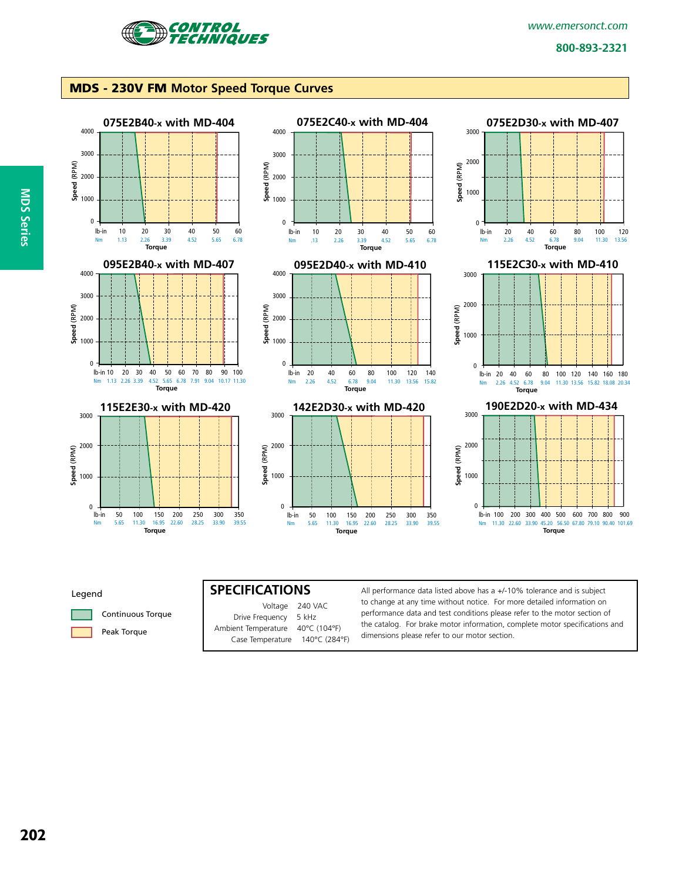## MDS - 230V FM Motor Speed Torque Curves

### 075E2B40-x with MD-404

Speed (RPM): 0, 1000, 2000, 3000, 4000

Torque — lb-in: 10, 20, 30, 40, 50, 60 / Nm: 1.13, 2.26, 3.39, 4.52, 5.65, 6.78

### 075E2C40-x with MD-404

Speed (RPM): 0, 1000, 2000, 3000, 4000

Torque — lb-in: 10, 20, 30, 40, 50, 60 / Nm: .13, 2.26, 3.39, 4.52, 5.65, 6.78

### 075E2D30-x with MD-407

Speed (RPM): 0, 1000, 2000, 3000

Torque — lb-in: 20, 40, 60, 80, 100, 120 / Nm: 2.26, 4.52, 6.78, 9.04, 11.30, 13.56

### 095E2B40-x with MD-407

Speed (RPM): 0, 1000, 2000, 3000, 4000

Torque — lb-in: 10, 20, 30, 40, 50, 60, 70, 80, 90, 100 / Nm: 1.13, 2.26, 3.39, 4.52, 5.65, 6.78, 7.91, 9.04, 10.17, 11.30

### 095E2D40-x with MD-410

Speed (RPM): 0, 1000, 2000, 3000, 4000

Torque — lb-in: 20, 40, 60, 80, 100, 120, 140 / Nm: 2.26, 4.52, 6.78, 9.04, 11.30, 13.56, 15.82

### 115E2C30-x with MD-410

Speed (RPM): 0, 1000, 2000, 3000

Torque — lb-in: 20, 40, 60, 80, 100, 120, 140, 160, 180 / Nm: 2.26, 4.52, 6.78, 9.04, 11.30, 13.56, 15.82, 18.08, 20.34

### 115E2E30-x with MD-420

Speed (RPM): 0, 1000, 2000, 3000

Torque — lb-in: 50, 100, 150, 200, 250, 300, 350 / Nm: 5.65, 11.30, 16.95, 22.60, 28.25, 33.90, 39.55

### 142E2D30-x with MD-420

Speed (RPM): 0, 1000, 2000, 3000

Torque — lb-in: 50, 100, 150, 200, 250, 300, 350 / Nm: 5.65, 11.30, 16.95, 22.60, 28.25, 33.90, 39.55

### 190E2D20-x with MD-434

Speed (RPM): 0, 1000, 2000, 3000

Torque — lb-in: 100, 200, 300, 400, 500, 600, 700, 800, 900 / Nm: 11.30, 22.60, 33.90, 45.20, 56.50, 67.80, 79.10, 90.40, 101.69

**Legend**

- Continuous Torque
- Peak Torque

## SPECIFICATIONS

| | |
|---|---|
| Voltage | 240 VAC |
| Drive Frequency | 5 kHz |
| Ambient Temperature | 40°C (104°F) |
| Case Temperature | 140°C (284°F) |

All performance data listed above has a +/-10% tolerance and is subject to change at any time without notice. For more detailed information on performance data and test conditions please refer to the motor section of the catalog. For brake motor information, complete motor specifications and dimensions please refer to our motor section.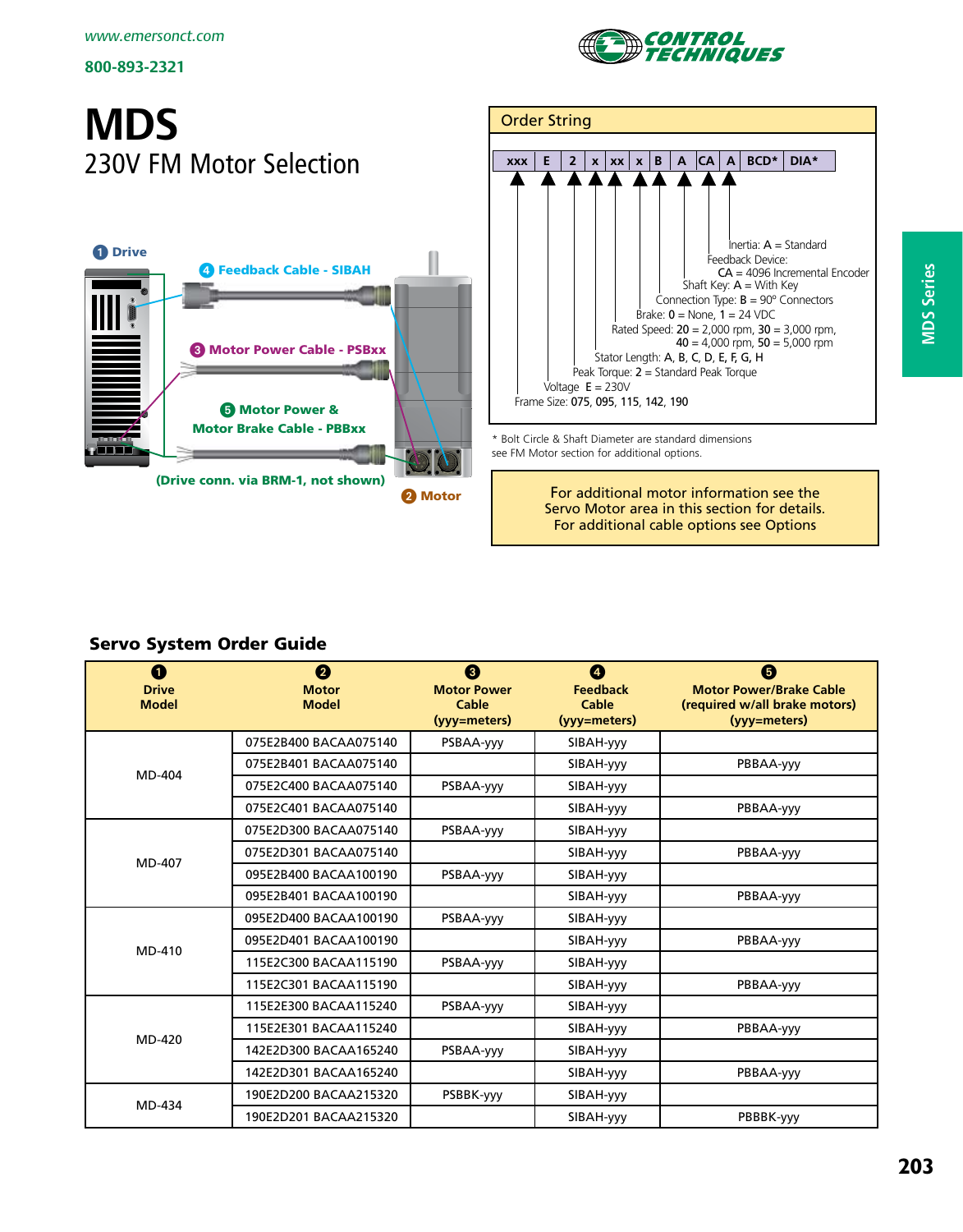www.emersonct.com

800-893-2321

# MDS

## 230V FM Motor Selection

1 Drive

4 Feedback Cable - SIBAH

3 Motor Power Cable - PSBxx

5 Motor Power & Motor Brake Cable - PBBxx

(Drive conn. via BRM-1, not shown)

2 Motor

### Order String

| xxx | E | 2 | x | xx | x | B | A | CA | A | BCD* | DIA* |
|---|---|---|---|---|---|---|---|---|---|---|---|

- Inertia: A = Standard
- Feedback Device: CA = 4096 Incremental Encoder
- Shaft Key: A = With Key
- Connection Type: B = 90° Connectors
- Brake: 0 = None, 1 = 24 VDC
- Rated Speed: 20 = 2,000 rpm, 30 = 3,000 rpm, 40 = 4,000 rpm, 50 = 5,000 rpm
- Stator Length: A, B, C, D, E, F, G, H
- Peak Torque: 2 = Standard Peak Torque
- Voltage E = 230V
- Frame Size: 075, 095, 115, 142, 190

* Bolt Circle & Shaft Diameter are standard dimensions see FM Motor section for additional options.

For additional motor information see the Servo Motor area in this section for details. For additional cable options see Options

MDS Series

### Servo System Order Guide

| 1 Drive Model | 2 Motor Model | 3 Motor Power Cable (yyy=meters) | 4 Feedback Cable (yyy=meters) | 5 Motor Power/Brake Cable (required w/all brake motors) (yyy=meters) |
|---|---|---|---|---|
| MD-404 | 075E2B400 BACAA075140 | PSBAA-yyy | SIBAH-yyy | |
| | 075E2B401 BACAA075140 | | SIBAH-yyy | PBBAA-yyy |
| | 075E2C400 BACAA075140 | PSBAA-yyy | SIBAH-yyy | |
| | 075E2C401 BACAA075140 | | SIBAH-yyy | PBBAA-yyy |
| MD-407 | 075E2D300 BACAA075140 | PSBAA-yyy | SIBAH-yyy | |
| | 075E2D301 BACAA075140 | | SIBAH-yyy | PBBAA-yyy |
| | 095E2B400 BACAA100190 | PSBAA-yyy | SIBAH-yyy | |
| | 095E2B401 BACAA100190 | | SIBAH-yyy | PBBAA-yyy |
| MD-410 | 095E2D400 BACAA100190 | PSBAA-yyy | SIBAH-yyy | |
| | 095E2D401 BACAA100190 | | SIBAH-yyy | PBBAA-yyy |
| | 115E2C300 BACAA115190 | PSBAA-yyy | SIBAH-yyy | |
| | 115E2C301 BACAA115190 | | SIBAH-yyy | PBBAA-yyy |
| MD-420 | 115E2E300 BACAA115240 | PSBAA-yyy | SIBAH-yyy | |
| | 115E2E301 BACAA115240 | | SIBAH-yyy | PBBAA-yyy |
| | 142E2D300 BACAA165240 | PSBAA-yyy | SIBAH-yyy | |
| | 142E2D301 BACAA165240 | | SIBAH-yyy | PBBAA-yyy |
| MD-434 | 190E2D200 BACAA215320 | PSBBK-yyy | SIBAH-yyy | |
| | 190E2D201 BACAA215320 | | SIBAH-yyy | PBBBK-yyy |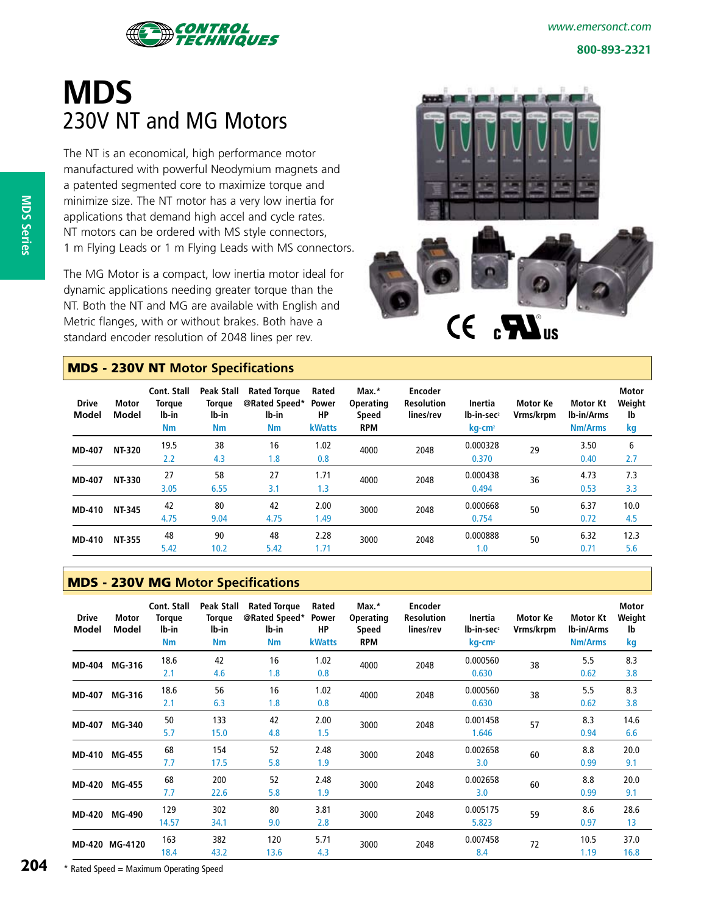# MDS

## 230V NT and MG Motors

The NT is an economical, high performance motor manufactured with powerful Neodymium magnets and a patented segmented core to maximize torque and minimize size. The NT motor has a very low inertia for applications that demand high accel and cycle rates. NT motors can be ordered with MS style connectors, 1 m Flying Leads or 1 m Flying Leads with MS connectors.

The MG Motor is a compact, low inertia motor ideal for dynamic applications needing greater torque than the NT. Both the NT and MG are available with English and Metric flanges, with or without brakes. Both have a standard encoder resolution of 2048 lines per rev.

### MDS - 230V NT Motor Specifications

| Drive Model | Motor Model | Cont. Stall Torque lb-in / Nm | Peak Stall Torque lb-in / Nm | Rated Torque @Rated Speed* lb-in / Nm | Rated Power HP / kWatts | Max.* Operating Speed RPM | Encoder Resolution lines/rev | Inertia lb-in-sec² / kg-cm² | Motor Ke Vrms/krpm | Motor Kt lb-in/Arms / Nm/Arms | Motor Weight lb / kg |
|---|---|---|---|---|---|---|---|---|---|---|---|
| MD-407 | NT-320 | 19.5 / 2.2 | 38 / 4.3 | 16 / 1.8 | 1.02 / 0.8 | 4000 | 2048 | 0.000328 / 0.370 | 29 | 3.50 / 0.40 | 6 / 2.7 |
| MD-407 | NT-330 | 27 / 3.05 | 58 / 6.55 | 27 / 3.1 | 1.71 / 1.3 | 4000 | 2048 | 0.000438 / 0.494 | 36 | 4.73 / 0.53 | 7.3 / 3.3 |
| MD-410 | NT-345 | 42 / 4.75 | 80 / 9.04 | 42 / 4.75 | 2.00 / 1.49 | 3000 | 2048 | 0.000668 / 0.754 | 50 | 6.37 / 0.72 | 10.0 / 4.5 |
| MD-410 | NT-355 | 48 / 5.42 | 90 / 10.2 | 48 / 5.42 | 2.28 / 1.71 | 3000 | 2048 | 0.000888 / 1.0 | 50 | 6.32 / 0.71 | 12.3 / 5.6 |

### MDS - 230V MG Motor Specifications

| Drive Model | Motor Model | Cont. Stall Torque lb-in / Nm | Peak Stall Torque lb-in / Nm | Rated Torque @Rated Speed* lb-in / Nm | Rated Power HP / kWatts | Max.* Operating Speed RPM | Encoder Resolution lines/rev | Inertia lb-in-sec² / kg-cm² | Motor Ke Vrms/krpm | Motor Kt lb-in/Arms / Nm/Arms | Motor Weight lb / kg |
|---|---|---|---|---|---|---|---|---|---|---|---|
| MD-404 | MG-316 | 18.6 / 2.1 | 42 / 4.6 | 16 / 1.8 | 1.02 / 0.8 | 4000 | 2048 | 0.000560 / 0.630 | 38 | 5.5 / 0.62 | 8.3 / 3.8 |
| MD-407 | MG-316 | 18.6 / 2.1 | 56 / 6.3 | 16 / 1.8 | 1.02 / 0.8 | 4000 | 2048 | 0.000560 / 0.630 | 38 | 5.5 / 0.62 | 8.3 / 3.8 |
| MD-407 | MG-340 | 50 / 5.7 | 133 / 15.0 | 42 / 4.8 | 2.00 / 1.5 | 3000 | 2048 | 0.001458 / 1.646 | 57 | 8.3 / 0.94 | 14.6 / 6.6 |
| MD-410 | MG-455 | 68 / 7.7 | 154 / 17.5 | 52 / 5.8 | 2.48 / 1.9 | 3000 | 2048 | 0.002658 / 3.0 | 60 | 8.8 / 0.99 | 20.0 / 9.1 |
| MD-420 | MG-455 | 68 / 7.7 | 200 / 22.6 | 52 / 5.8 | 2.48 / 1.9 | 3000 | 2048 | 0.002658 / 3.0 | 60 | 8.8 / 0.99 | 20.0 / 9.1 |
| MD-420 | MG-490 | 129 / 14.57 | 302 / 34.1 | 80 / 9.0 | 3.81 / 2.8 | 3000 | 2048 | 0.005175 / 5.823 | 59 | 8.6 / 0.97 | 28.6 / 13 |
| MD-420 | MG-4120 | 163 / 18.4 | 382 / 43.2 | 120 / 13.6 | 5.71 / 4.3 | 3000 | 2048 | 0.007458 / 8.4 | 72 | 10.5 / 1.19 | 37.0 / 16.8 |

* Rated Speed = Maximum Operating Speed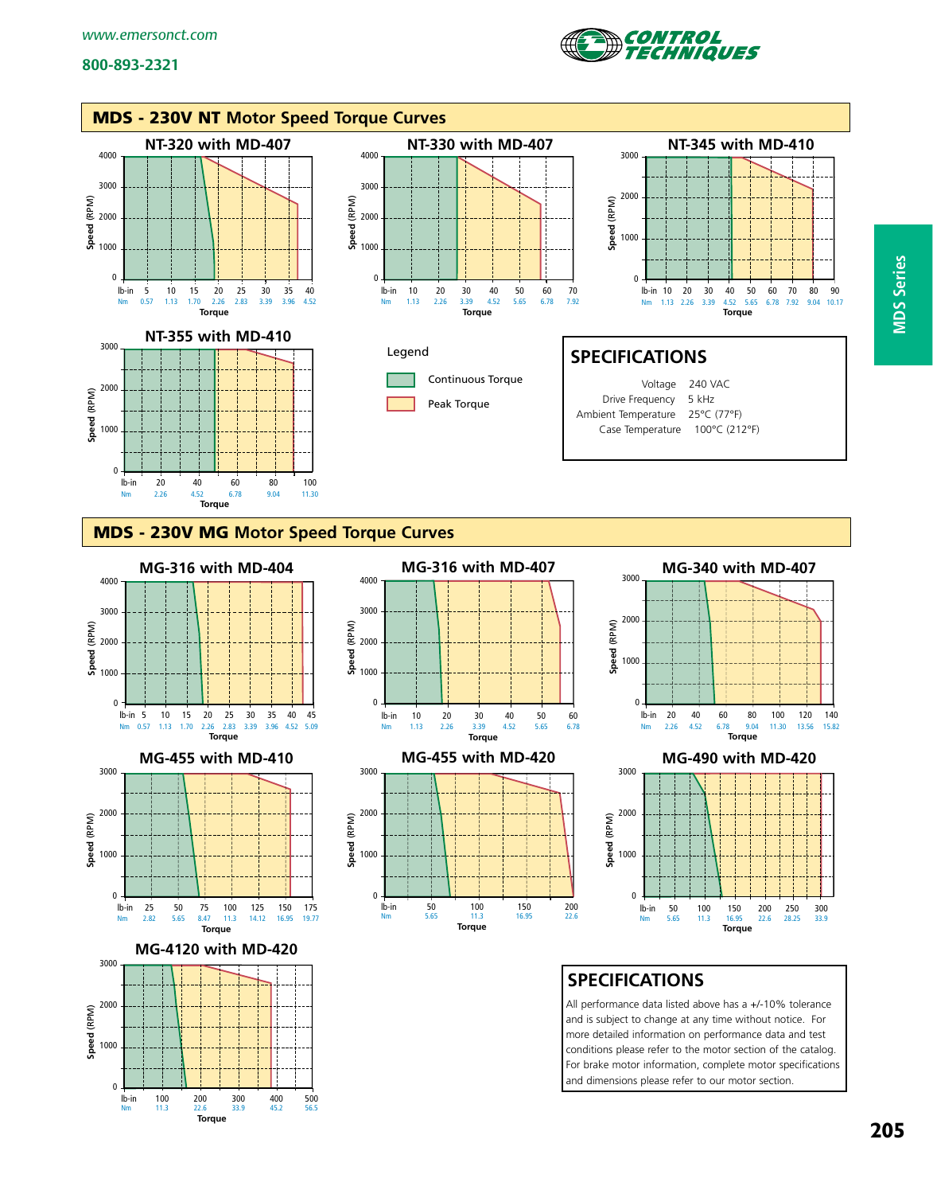## MDS - 230V NT Motor Speed Torque Curves

### NT-320 with MD-407

Speed (RPM): 0, 1000, 2000, 3000, 4000

Torque: lb-in 5, 10, 15, 20, 25, 30, 35, 40; Nm 0.57, 1.13, 1.70, 2.26, 2.83, 3.39, 3.96, 4.52

### NT-330 with MD-407

Speed (RPM): 0, 1000, 2000, 3000, 4000

Torque: lb-in 10, 20, 30, 40, 50, 60, 70; Nm 1.13, 2.26, 3.39, 4.52, 5.65, 6.78, 7.92

### NT-345 with MD-410

Speed (RPM): 0, 1000, 2000, 3000

Torque: lb-in 10, 20, 30, 40, 50, 60, 70, 80, 90; Nm 1.13, 2.26, 3.39, 4.52, 5.65, 6.78, 7.92, 9.04, 10.17

### NT-355 with MD-410

Speed (RPM): 0, 1000, 2000, 3000

Torque: lb-in 20, 40, 60, 80, 100; Nm 2.26, 4.52, 6.78, 9.04, 11.30

Legend
- Continuous Torque
- Peak Torque

## SPECIFICATIONS

| | |
|---|---|
| Voltage | 240 VAC |
| Drive Frequency | 5 kHz |
| Ambient Temperature | 25°C (77°F) |
| Case Temperature | 100°C (212°F) |

## MDS - 230V MG Motor Speed Torque Curves

### MG-316 with MD-404

Speed (RPM): 0, 1000, 2000, 3000, 4000

Torque: lb-in 5, 10, 15, 20, 25, 30, 35, 40, 45; Nm 0.57, 1.13, 1.70, 2.26, 2.83, 3.39, 3.96, 4.52, 5.09

### MG-316 with MD-407

Speed (RPM): 0, 1000, 2000, 3000, 4000

Torque: lb-in 10, 20, 30, 40, 50, 60; Nm 1.13, 2.26, 3.39, 4.52, 5.65, 6.78

### MG-340 with MD-407

Speed (RPM): 0, 1000, 2000, 3000

Torque: lb-in 20, 40, 60, 80, 100, 120, 140; Nm 2.26, 4.52, 6.78, 9.04, 11.30, 13.56, 15.82

### MG-455 with MD-410

Speed (RPM): 0, 1000, 2000, 3000

Torque: lb-in 25, 50, 75, 100, 125, 150, 175; Nm 2.82, 5.65, 8.47, 11.3, 14.12, 16.95, 19.77

### MG-455 with MD-420

Speed (RPM): 0, 1000, 2000, 3000

Torque: lb-in 50, 100, 150, 200; Nm 5.65, 11.3, 16.95, 22.6

### MG-490 with MD-420

Speed (RPM): 0, 1000, 2000, 3000

Torque: lb-in 50, 100, 150, 200, 250, 300; Nm 5.65, 11.3, 16.95, 22.6, 28.25, 33.9

### MG-4120 with MD-420

Speed (RPM): 0, 1000, 2000, 3000

Torque: lb-in 100, 200, 300, 400, 500; Nm 11.3, 22.6, 33.9, 45.2, 56.5

## SPECIFICATIONS

All performance data listed above has a +/-10% tolerance and is subject to change at any time without notice. For more detailed information on performance data and test conditions please refer to the motor section of the catalog. For brake motor information, complete motor specifications and dimensions please refer to our motor section.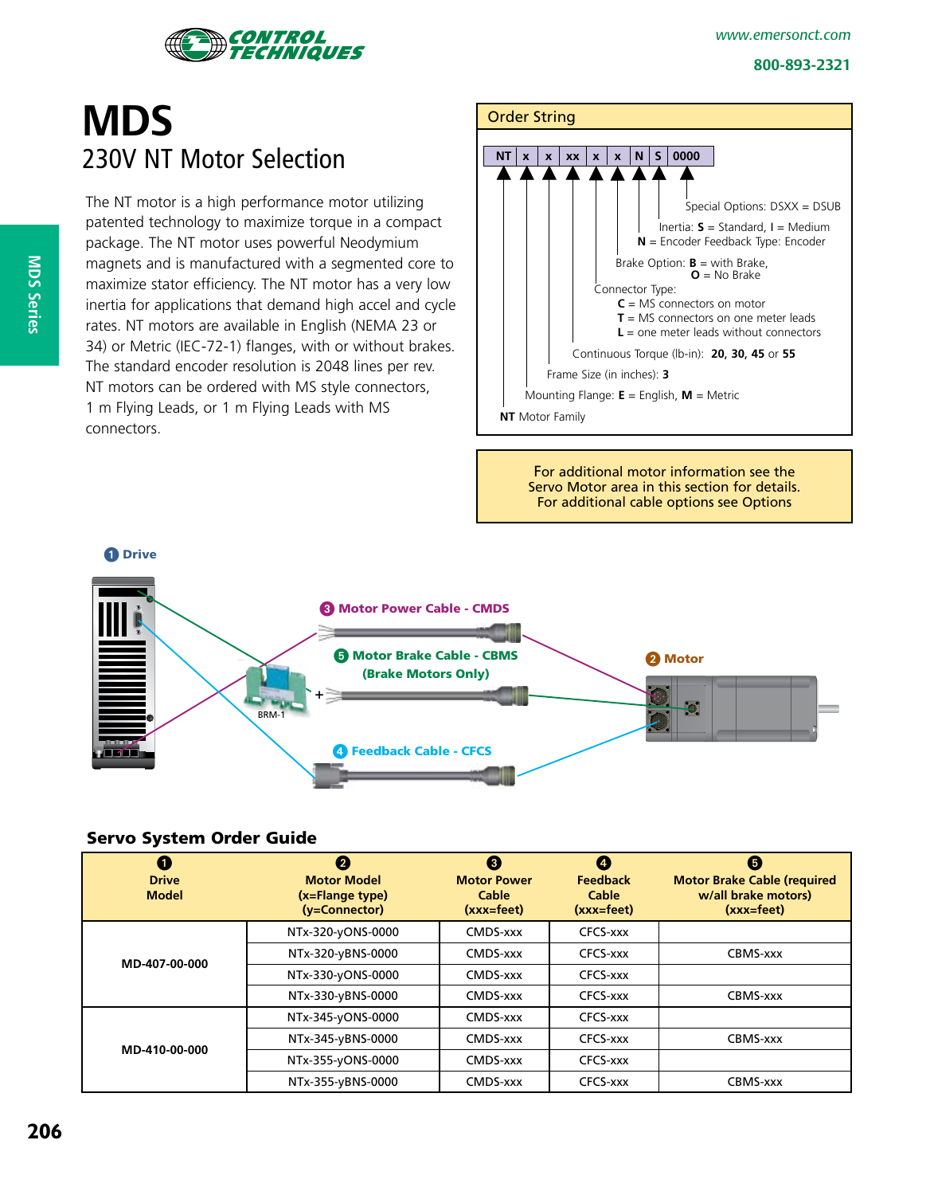# MDS

## 230V NT Motor Selection

The NT motor is a high performance motor utilizing patented technology to maximize torque in a compact package. The NT motor uses powerful Neodymium magnets and is manufactured with a segmented core to maximize stator efficiency. The NT motor has a very low inertia for applications that demand high accel and cycle rates. NT motors are available in English (NEMA 23 or 34) or Metric (IEC-72-1) flanges, with or without brakes. The standard encoder resolution is 2048 lines per rev. NT motors can be ordered with MS style connectors, 1 m Flying Leads, or 1 m Flying Leads with MS connectors.

### Order String

| NT | x | x | xx | x | x | N | S | 0000 |
|---|---|---|---|---|---|---|---|---|

- Special Options: DSXX = DSUB
- Inertia: **S** = Standard, **I** = Medium
- **N** = Encoder Feedback Type: Encoder
- Brake Option: **B** = with Brake, **O** = No Brake
- Connector Type:
  - **C** = MS connectors on motor
  - **T** = MS connectors on one meter leads
  - **L** = one meter leads without connectors
- Continuous Torque (lb-in): **20, 30, 45** or **55**
- Frame Size (in inches): **3**
- Mounting Flange: **E** = English, **M** = Metric
- **NT** Motor Family

For additional motor information see the Servo Motor area in this section for details. For additional cable options see Options

1 Drive

3 Motor Power Cable - CMDS

5 Motor Brake Cable - CBMS (Brake Motors Only)

2 Motor

4 Feedback Cable - CFCS

BRM-1

### Servo System Order Guide

| 1 Drive Model | 2 Motor Model (x=Flange type) (y=Connector) | 3 Motor Power Cable (xxx=feet) | 4 Feedback Cable (xxx=feet) | 5 Motor Brake Cable (required w/all brake motors) (xxx=feet) |
|---|---|---|---|---|
| MD-407-00-000 | NTx-320-yONS-0000 | CMDS-xxx | CFCS-xxx | |
| | NTx-320-yBNS-0000 | CMDS-xxx | CFCS-xxx | CBMS-xxx |
| | NTx-330-yONS-0000 | CMDS-xxx | CFCS-xxx | |
| | NTx-330-yBNS-0000 | CMDS-xxx | CFCS-xxx | CBMS-xxx |
| MD-410-00-000 | NTx-345-yONS-0000 | CMDS-xxx | CFCS-xxx | |
| | NTx-345-yBNS-0000 | CMDS-xxx | CFCS-xxx | CBMS-xxx |
| | NTx-355-yONS-0000 | CMDS-xxx | CFCS-xxx | |
| | NTx-355-yBNS-0000 | CMDS-xxx | CFCS-xxx | CBMS-xxx |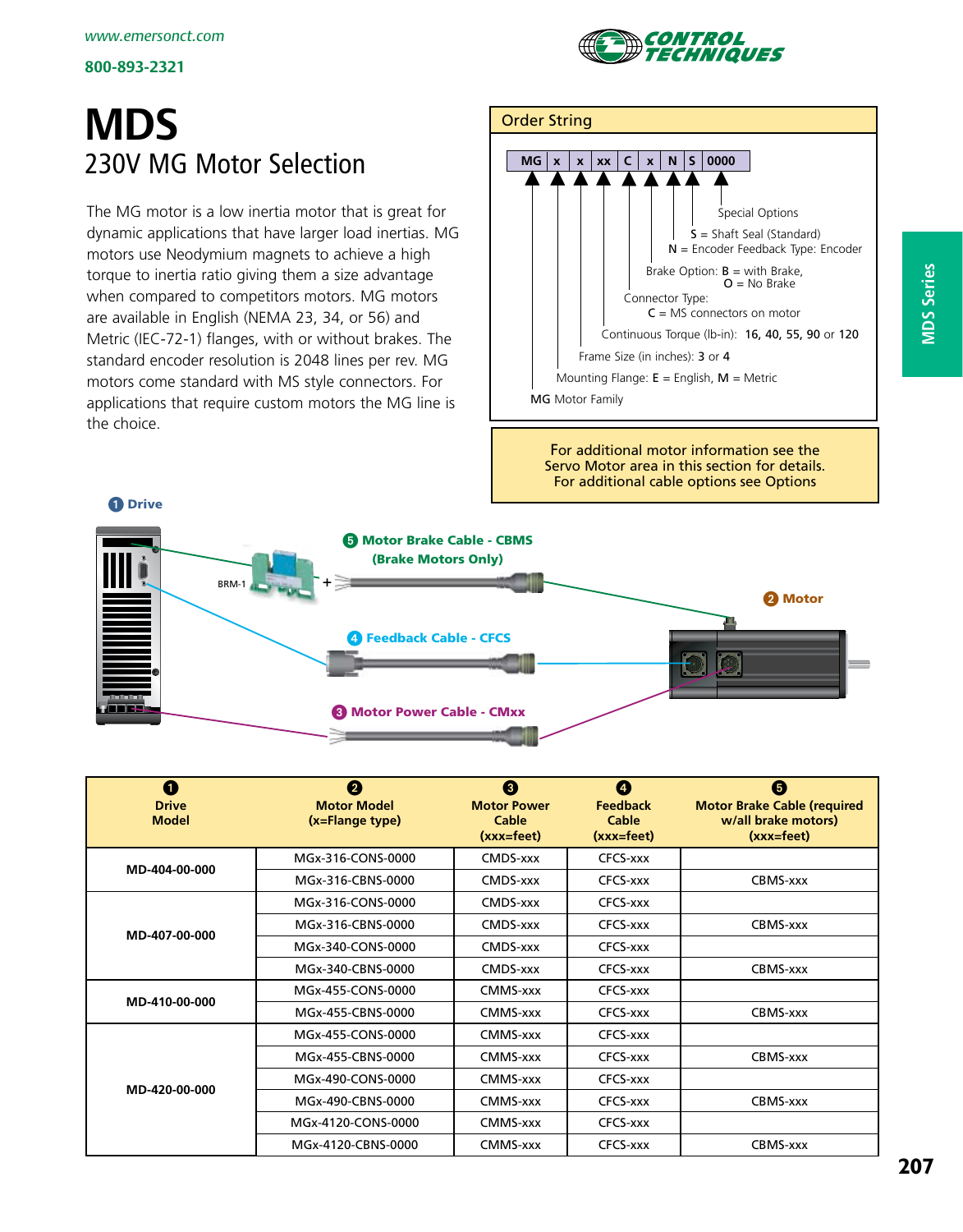# MDS

## 230V MG Motor Selection

The MG motor is a low inertia motor that is great for dynamic applications that have larger load inertias. MG motors use Neodymium magnets to achieve a high torque to inertia ratio giving them a size advantage when compared to competitors motors. MG motors are available in English (NEMA 23, 34, or 56) and Metric (IEC-72-1) flanges, with or without brakes. The standard encoder resolution is 2048 lines per rev. MG motors come standard with MS style connectors. For applications that require custom motors the MG line is the choice.

### Order String

| MG | x | x | xx | C | x | N | S | 0000 |
|---|---|---|---|---|---|---|---|---|

- 0000: Special Options
- S = Shaft Seal (Standard)
- N = Encoder Feedback Type: Encoder
- Brake Option: **B** = with Brake, **O** = No Brake
- Connector Type: **C** = MS connectors on motor
- Continuous Torque (lb-in): **16, 40, 55, 90** or **120**
- Frame Size (in inches): **3** or **4**
- Mounting Flange: **E** = English, **M** = Metric
- **MG** Motor Family

For additional motor information see the Servo Motor area in this section for details.
For additional cable options see Options

1 Drive
2 Motor
3 Motor Power Cable - CMxx
4 Feedback Cable - CFCS
5 Motor Brake Cable - CBMS (Brake Motors Only)
BRM-1

| 1 Drive Model | 2 Motor Model (x=Flange type) | 3 Motor Power Cable (xxx=feet) | 4 Feedback Cable (xxx=feet) | 5 Motor Brake Cable (required w/all brake motors) (xxx=feet) |
|---|---|---|---|---|
| MD-404-00-000 | MGx-316-CONS-0000 | CMDS-xxx | CFCS-xxx | |
| | MGx-316-CBNS-0000 | CMDS-xxx | CFCS-xxx | CBMS-xxx |
| MD-407-00-000 | MGx-316-CONS-0000 | CMDS-xxx | CFCS-xxx | |
| | MGx-316-CBNS-0000 | CMDS-xxx | CFCS-xxx | CBMS-xxx |
| | MGx-340-CONS-0000 | CMDS-xxx | CFCS-xxx | |
| | MGx-340-CBNS-0000 | CMDS-xxx | CFCS-xxx | CBMS-xxx |
| MD-410-00-000 | MGx-455-CONS-0000 | CMMS-xxx | CFCS-xxx | |
| | MGx-455-CBNS-0000 | CMMS-xxx | CFCS-xxx | CBMS-xxx |
| MD-420-00-000 | MGx-455-CONS-0000 | CMMS-xxx | CFCS-xxx | |
| | MGx-455-CBNS-0000 | CMMS-xxx | CFCS-xxx | CBMS-xxx |
| | MGx-490-CONS-0000 | CMMS-xxx | CFCS-xxx | |
| | MGx-490-CBNS-0000 | CMMS-xxx | CFCS-xxx | CBMS-xxx |
| | MGx-4120-CONS-0000 | CMMS-xxx | CFCS-xxx | |
| | MGx-4120-CBNS-0000 | CMMS-xxx | CFCS-xxx | CBMS-xxx |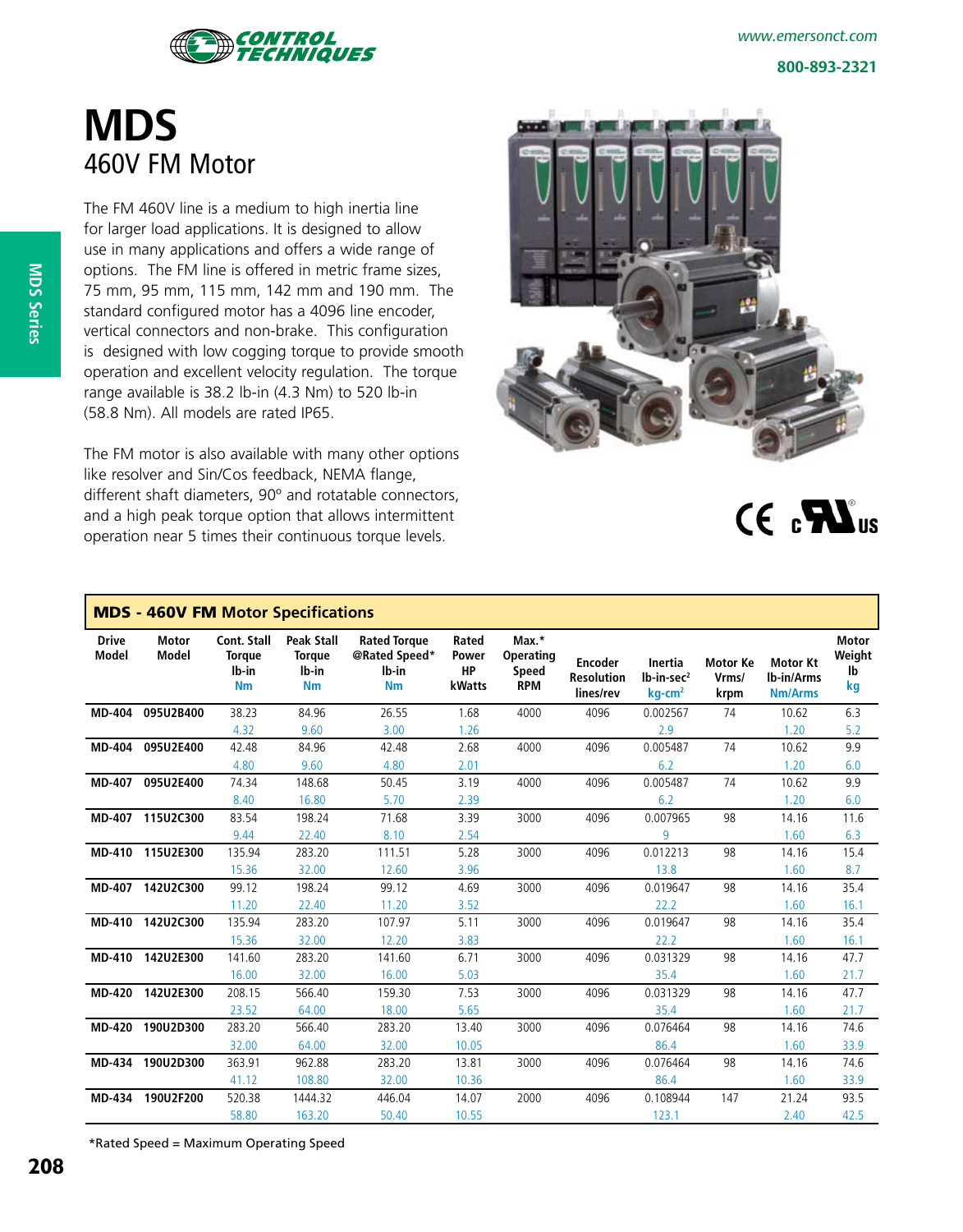# MDS

## 460V FM Motor

The FM 460V line is a medium to high inertia line for larger load applications. It is designed to allow use in many applications and offers a wide range of options. The FM line is offered in metric frame sizes, 75 mm, 95 mm, 115 mm, 142 mm and 190 mm. The standard configured motor has a 4096 line encoder, vertical connectors and non-brake. This configuration is designed with low cogging torque to provide smooth operation and excellent velocity regulation. The torque range available is 38.2 lb-in (4.3 Nm) to 520 lb-in (58.8 Nm). All models are rated IP65.

The FM motor is also available with many other options like resolver and Sin/Cos feedback, NEMA flange, different shaft diameters, 90º and rotatable connectors, and a high peak torque option that allows intermittent operation near 5 times their continuous torque levels.

**MDS - 460V FM Motor Specifications**

| Drive Model | Motor Model | Cont. Stall Torque lb-in / Nm | Peak Stall Torque lb-in / Nm | Rated Torque @Rated Speed* lb-in / Nm | Rated Power HP / kWatts | Max.* Operating Speed RPM | Encoder Resolution lines/rev | Inertia lb-in-sec² / kg-cm² | Motor Ke Vrms/ krpm | Motor Kt lb-in/Arms / Nm/Arms | Motor Weight lb / kg |
|---|---|---|---|---|---|---|---|---|---|---|---|
| MD-404 | 095U2B400 | 38.23 / 4.32 | 84.96 / 9.60 | 26.55 / 3.00 | 1.68 / 1.26 | 4000 | 4096 | 0.002567 / 2.9 | 74 | 10.62 / 1.20 | 6.3 / 5.2 |
| MD-404 | 095U2E400 | 42.48 / 4.80 | 84.96 / 9.60 | 42.48 / 4.80 | 2.68 / 2.01 | 4000 | 4096 | 0.005487 / 6.2 | 74 | 10.62 / 1.20 | 9.9 / 6.0 |
| MD-407 | 095U2E400 | 74.34 / 8.40 | 148.68 / 16.80 | 50.45 / 5.70 | 3.19 / 2.39 | 4000 | 4096 | 0.005487 / 6.2 | 74 | 10.62 / 1.20 | 9.9 / 6.0 |
| MD-407 | 115U2C300 | 83.54 / 9.44 | 198.24 / 22.40 | 71.68 / 8.10 | 3.39 / 2.54 | 3000 | 4096 | 0.007965 / 9 | 98 | 14.16 / 1.60 | 11.6 / 6.3 |
| MD-410 | 115U2E300 | 135.94 / 15.36 | 283.20 / 32.00 | 111.51 / 12.60 | 5.28 / 3.96 | 3000 | 4096 | 0.012213 / 13.8 | 98 | 14.16 / 1.60 | 15.4 / 8.7 |
| MD-407 | 142U2C300 | 99.12 / 11.20 | 198.24 / 22.40 | 99.12 / 11.20 | 4.69 / 3.52 | 3000 | 4096 | 0.019647 / 22.2 | 98 | 14.16 / 1.60 | 35.4 / 16.1 |
| MD-410 | 142U2C300 | 135.94 / 15.36 | 283.20 / 32.00 | 107.97 / 12.20 | 5.11 / 3.83 | 3000 | 4096 | 0.019647 / 22.2 | 98 | 14.16 / 1.60 | 35.4 / 16.1 |
| MD-410 | 142U2E300 | 141.60 / 16.00 | 283.20 / 32.00 | 141.60 / 16.00 | 6.71 / 5.03 | 3000 | 4096 | 0.031329 / 35.4 | 98 | 14.16 / 1.60 | 47.7 / 21.7 |
| MD-420 | 142U2E300 | 208.15 / 23.52 | 566.40 / 64.00 | 159.30 / 18.00 | 7.53 / 5.65 | 3000 | 4096 | 0.031329 / 35.4 | 98 | 14.16 / 1.60 | 47.7 / 21.7 |
| MD-420 | 190U2D300 | 283.20 / 32.00 | 566.40 / 64.00 | 283.20 / 32.00 | 13.40 / 10.05 | 3000 | 4096 | 0.076464 / 86.4 | 98 | 14.16 / 1.60 | 74.6 / 33.9 |
| MD-434 | 190U2D300 | 363.91 / 41.12 | 962.88 / 108.80 | 283.20 / 32.00 | 13.81 / 10.36 | 3000 | 4096 | 0.076464 / 86.4 | 98 | 14.16 / 1.60 | 74.6 / 33.9 |
| MD-434 | 190U2F200 | 520.38 / 58.80 | 1444.32 / 163.20 | 446.04 / 50.40 | 14.07 / 10.55 | 2000 | 4096 | 0.108944 / 123.1 | 147 | 21.24 / 2.40 | 93.5 / 42.5 |

*Rated Speed = Maximum Operating Speed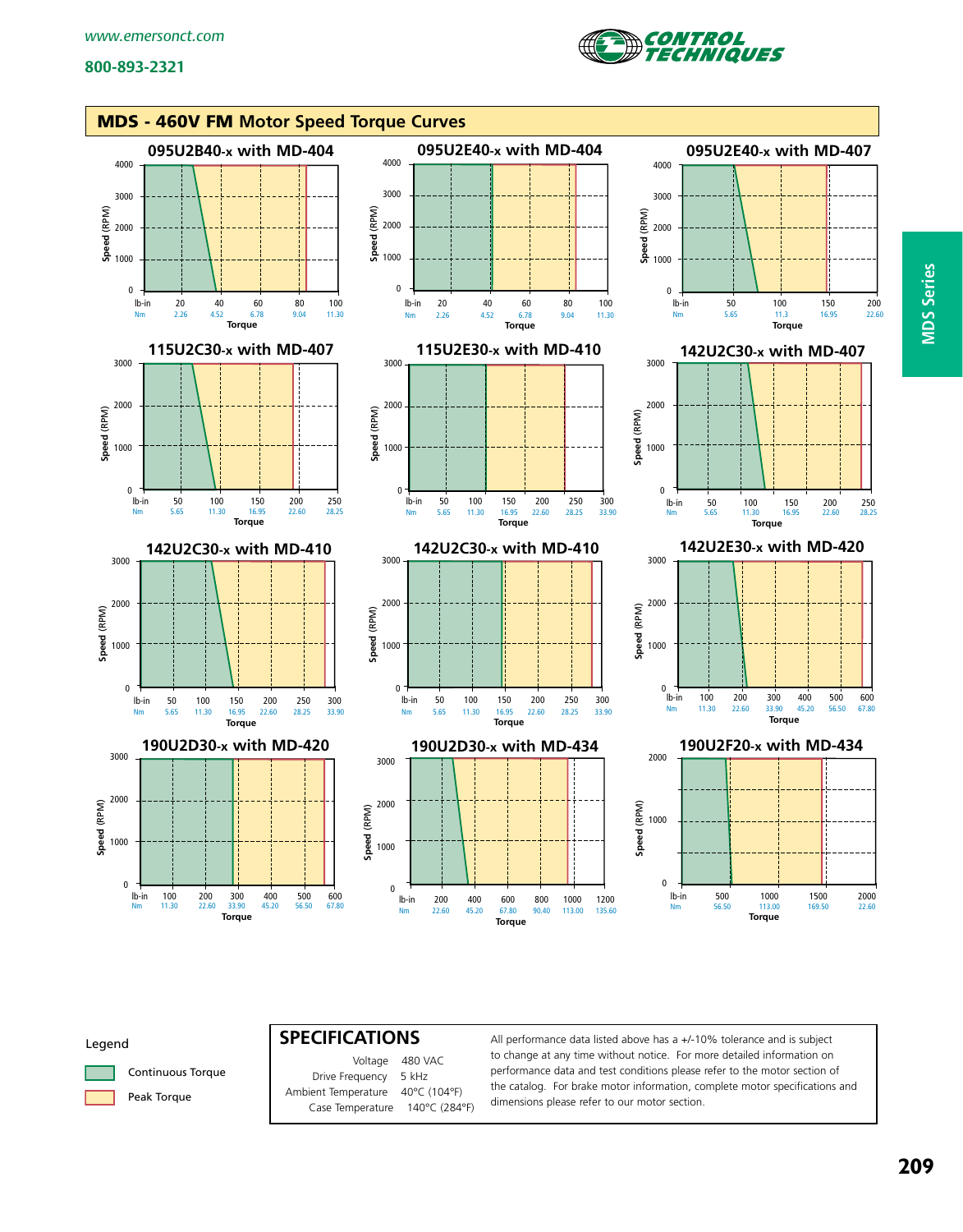## MDS - 460V FM Motor Speed Torque Curves

### 095U2B40-x with MD-404

Speed (RPM): 0, 1000, 2000, 3000, 4000
Torque lb-in: 20, 40, 60, 80, 100
Nm: 2.26, 4.52, 6.78, 9.04, 11.30

### 095U2E40-x with MD-404

Speed (RPM): 0, 1000, 2000, 3000, 4000
Torque lb-in: 20, 40, 60, 80, 100
Nm: 2.26, 4.52, 6.78, 9.04, 11.30

### 095U2E40-x with MD-407

Speed (RPM): 0, 1000, 2000, 3000, 4000
Torque lb-in: 50, 100, 150, 200
Nm: 5.65, 11.3, 16.95, 22.60

### 115U2C30-x with MD-407

Speed (RPM): 0, 1000, 2000, 3000
Torque lb-in: 50, 100, 150, 200, 250
Nm: 5.65, 11.30, 16.95, 22.60, 28.25

### 115U2E30-x with MD-410

Speed (RPM): 0, 1000, 2000, 3000
Torque lb-in: 50, 100, 150, 200, 250, 300
Nm: 5.65, 11.30, 16.95, 22.60, 28.25, 33.90

### 142U2C30-x with MD-407

Speed (RPM): 0, 1000, 2000, 3000
Torque lb-in: 50, 100, 150, 200, 250
Nm: 5.65, 11.30, 16.95, 22.60, 28.25

### 142U2C30-x with MD-410

Speed (RPM): 0, 1000, 2000, 3000
Torque lb-in: 50, 100, 150, 200, 250, 300
Nm: 5.65, 11.30, 16.95, 22.60, 28.25, 33.90

### 142U2C30-x with MD-410

Speed (RPM): 0, 1000, 2000, 3000
Torque lb-in: 50, 100, 150, 200, 250, 300
Nm: 5.65, 11.30, 16.95, 22.60, 28.25, 33.90

### 142U2E30-x with MD-420

Speed (RPM): 0, 1000, 2000, 3000
Torque lb-in: 100, 200, 300, 400, 500, 600
Nm: 11.30, 22.60, 33.90, 45.20, 56.50, 67.80

### 190U2D30-x with MD-420

Speed (RPM): 0, 1000, 2000, 3000
Torque lb-in: 100, 200, 300, 400, 500, 600
Nm: 11.30, 22.60, 33.90, 45.20, 56.50, 67.80

### 190U2D30-x with MD-434

Speed (RPM): 0, 1000, 2000, 3000
Torque lb-in: 200, 400, 600, 800, 1000, 1200
Nm: 22.60, 45.20, 67.80, 90.40, 113.00, 135.60

### 190U2F20-x with MD-434

Speed (RPM): 0, 1000, 2000
Torque lb-in: 500, 1000, 1500, 2000
Nm: 56.50, 113.00, 169.50, 22.60

**Legend**

- Continuous Torque
- Peak Torque

## SPECIFICATIONS

| | |
|---|---|
| Voltage | 480 VAC |
| Drive Frequency | 5 kHz |
| Ambient Temperature | 40°C (104°F) |
| Case Temperature | 140°C (284°F) |

All performance data listed above has a +/-10% tolerance and is subject to change at any time without notice. For more detailed information on performance data and test conditions please refer to the motor section of the catalog. For brake motor information, complete motor specifications and dimensions please refer to our motor section.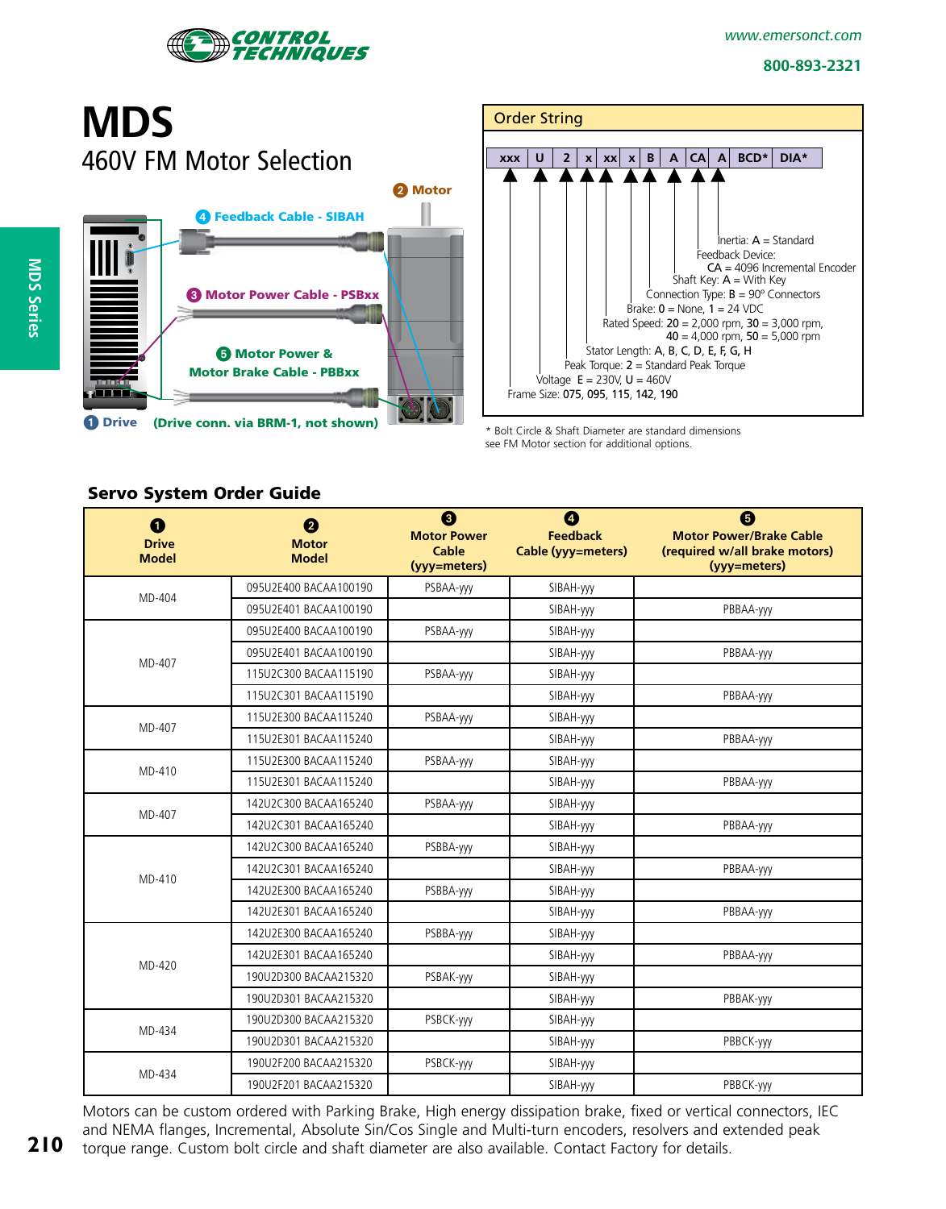# MDS

## 460V FM Motor Selection

**4** Feedback Cable - SIBAH

**2** Motor

**3** Motor Power Cable - PSBxx

**5** Motor Power & Motor Brake Cable - PBBxx

**1** Drive (Drive conn. via BRM-1, not shown)

### Order String

| xxx | U | 2 | x | xx | x | B | A | CA | A | BCD* | DIA* |
|---|---|---|---|---|---|---|---|---|---|---|---|

- Inertia: A = Standard
- Feedback Device: CA = 4096 Incremental Encoder
- Shaft Key: A = With Key
- Connection Type: B = 90° Connectors
- Brake: 0 = None, 1 = 24 VDC
- Rated Speed: 20 = 2,000 rpm, 30 = 3,000 rpm, 40 = 4,000 rpm, 50 = 5,000 rpm
- Stator Length: A, B, C, D, E, F, G, H
- Peak Torque: 2 = Standard Peak Torque
- Voltage E = 230V, U = 460V
- Frame Size: 075, 095, 115, 142, 190

* Bolt Circle & Shaft Diameter are standard dimensions see FM Motor section for additional options.

## Servo System Order Guide

| 1 Drive Model | 2 Motor Model | 3 Motor Power Cable (yyy=meters) | 4 Feedback Cable (yyy=meters) | 5 Motor Power/Brake Cable (required w/all brake motors) (yyy=meters) |
|---|---|---|---|---|
| MD-404 | 095U2E400 BACAA100190 | PSBAA-yyy | SIBAH-yyy | |
| | 095U2E401 BACAA100190 | | SIBAH-yyy | PBBAA-yyy |
| MD-407 | 095U2E400 BACAA100190 | PSBAA-yyy | SIBAH-yyy | |
| | 095U2E401 BACAA100190 | | SIBAH-yyy | PBBAA-yyy |
| | 115U2C300 BACAA115190 | PSBAA-yyy | SIBAH-yyy | |
| | 115U2C301 BACAA115190 | | SIBAH-yyy | PBBAA-yyy |
| MD-407 | 115U2E300 BACAA115240 | PSBAA-yyy | SIBAH-yyy | |
| | 115U2E301 BACAA115240 | | SIBAH-yyy | PBBAA-yyy |
| MD-410 | 115U2E300 BACAA115240 | PSBAA-yyy | SIBAH-yyy | |
| | 115U2E301 BACAA115240 | | SIBAH-yyy | PBBAA-yyy |
| MD-407 | 142U2C300 BACAA165240 | PSBAA-yyy | SIBAH-yyy | |
| | 142U2C301 BACAA165240 | | SIBAH-yyy | PBBAA-yyy |
| MD-410 | 142U2C300 BACAA165240 | PSBBA-yyy | SIBAH-yyy | |
| | 142U2C301 BACAA165240 | | SIBAH-yyy | PBBAA-yyy |
| | 142U2E300 BACAA165240 | PSBBA-yyy | SIBAH-yyy | |
| | 142U2E301 BACAA165240 | | SIBAH-yyy | PBBAA-yyy |
| MD-420 | 142U2E300 BACAA165240 | PSBBA-yyy | SIBAH-yyy | |
| | 142U2E301 BACAA165240 | | SIBAH-yyy | PBBAA-yyy |
| | 190U2D300 BACAA215320 | PSBAK-yyy | SIBAH-yyy | |
| | 190U2D301 BACAA215320 | | SIBAH-yyy | PBBAK-yyy |
| MD-434 | 190U2D300 BACAA215320 | PSBCK-yyy | SIBAH-yyy | |
| | 190U2D301 BACAA215320 | | SIBAH-yyy | PBBCK-yyy |
| MD-434 | 190U2F200 BACAA215320 | PSBCK-yyy | SIBAH-yyy | |
| | 190U2F201 BACAA215320 | | SIBAH-yyy | PBBCK-yyy |

Motors can be custom ordered with Parking Brake, High energy dissipation brake, fixed or vertical connectors, IEC and NEMA flanges, Incremental, Absolute Sin/Cos Single and Multi-turn encoders, resolvers and extended peak torque range. Custom bolt circle and shaft diameter are also available. Contact Factory for details.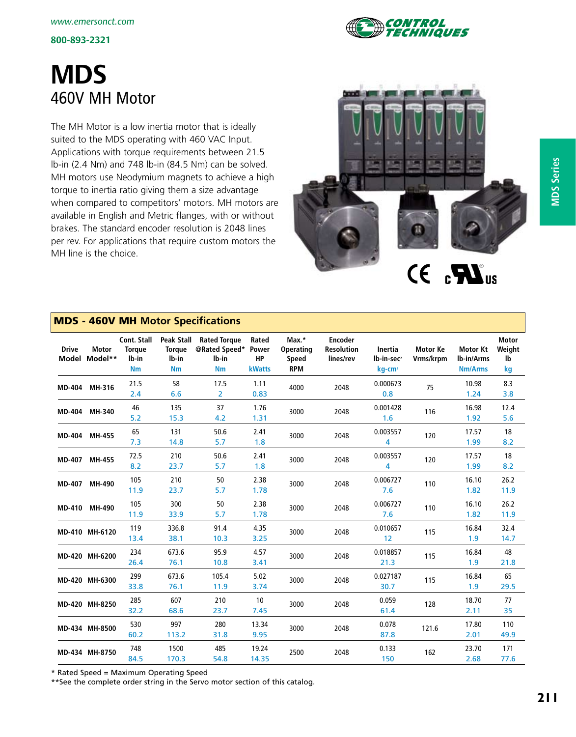# MDS

## 460V MH Motor

The MH Motor is a low inertia motor that is ideally suited to the MDS operating with 460 VAC Input. Applications with torque requirements between 21.5 lb-in (2.4 Nm) and 748 lb-in (84.5 Nm) can be solved. MH motors use Neodymium magnets to achieve a high torque to inertia ratio giving them a size advantage when compared to competitors' motors. MH motors are available in English and Metric flanges, with or without brakes. The standard encoder resolution is 2048 lines per rev. For applications that require custom motors the MH line is the choice.

### MDS - 460V MH Motor Specifications

| Drive Model | Motor Model** | Cont. Stall Torque lb-in / Nm | Peak Stall Torque lb-in / Nm | Rated Torque @Rated Speed* lb-in / Nm | Rated Power HP / kWatts | Max.* Operating Speed RPM | Encoder Resolution lines/rev | Inertia lb-in-sec² / kg-cm² | Motor Ke Vrms/krpm | Motor Kt lb-in/Arms / Nm/Arms | Motor Weight lb / kg |
|---|---|---|---|---|---|---|---|---|---|---|---|
| MD-404 | MH-316 | 21.5 / 2.4 | 58 / 6.6 | 17.5 / 2 | 1.11 / 0.83 | 4000 | 2048 | 0.000673 / 0.8 | 75 | 10.98 / 1.24 | 8.3 / 3.8 |
| MD-404 | MH-340 | 46 / 5.2 | 135 / 15.3 | 37 / 4.2 | 1.76 / 1.31 | 3000 | 2048 | 0.001428 / 1.6 | 116 | 16.98 / 1.92 | 12.4 / 5.6 |
| MD-404 | MH-455 | 65 / 7.3 | 131 / 14.8 | 50.6 / 5.7 | 2.41 / 1.8 | 3000 | 2048 | 0.003557 / 4 | 120 | 17.57 / 1.99 | 18 / 8.2 |
| MD-407 | MH-455 | 72.5 / 8.2 | 210 / 23.7 | 50.6 / 5.7 | 2.41 / 1.8 | 3000 | 2048 | 0.003557 / 4 | 120 | 17.57 / 1.99 | 18 / 8.2 |
| MD-407 | MH-490 | 105 / 11.9 | 210 / 23.7 | 50 / 5.7 | 2.38 / 1.78 | 3000 | 2048 | 0.006727 / 7.6 | 110 | 16.10 / 1.82 | 26.2 / 11.9 |
| MD-410 | MH-490 | 105 / 11.9 | 300 / 33.9 | 50 / 5.7 | 2.38 / 1.78 | 3000 | 2048 | 0.006727 / 7.6 | 110 | 16.10 / 1.82 | 26.2 / 11.9 |
| MD-410 | MH-6120 | 119 / 13.4 | 336.8 / 38.1 | 91.4 / 10.3 | 4.35 / 3.25 | 3000 | 2048 | 0.010657 / 12 | 115 | 16.84 / 1.9 | 32.4 / 14.7 |
| MD-420 | MH-6200 | 234 / 26.4 | 673.6 / 76.1 | 95.9 / 10.8 | 4.57 / 3.41 | 3000 | 2048 | 0.018857 / 21.3 | 115 | 16.84 / 1.9 | 48 / 21.8 |
| MD-420 | MH-6300 | 299 / 33.8 | 673.6 / 76.1 | 105.4 / 11.9 | 5.02 / 3.74 | 3000 | 2048 | 0.027187 / 30.7 | 115 | 16.84 / 1.9 | 65 / 29.5 |
| MD-420 | MH-8250 | 285 / 32.2 | 607 / 68.6 | 210 / 23.7 | 10 / 7.45 | 3000 | 2048 | 0.059 / 61.4 | 128 | 18.70 / 2.11 | 77 / 35 |
| MD-434 | MH-8500 | 530 / 60.2 | 997 / 113.2 | 280 / 31.8 | 13.34 / 9.95 | 3000 | 2048 | 0.078 / 87.8 | 121.6 | 17.80 / 2.01 | 110 / 49.9 |
| MD-434 | MH-8750 | 748 / 84.5 | 1500 / 170.3 | 485 / 54.8 | 19.24 / 14.35 | 2500 | 2048 | 0.133 / 150 | 162 | 23.70 / 2.68 | 171 / 77.6 |

* Rated Speed = Maximum Operating Speed
**See the complete order string in the Servo motor section of this catalog.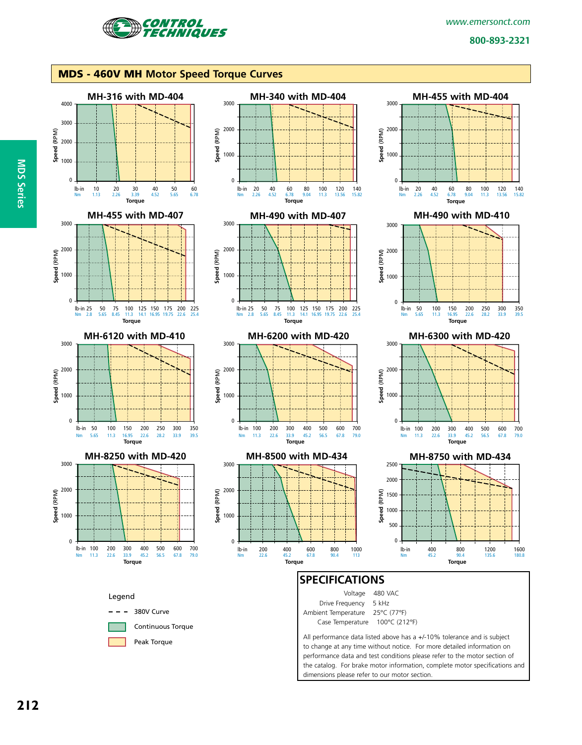## MDS - 460V MH Motor Speed Torque Curves

### MH-316 with MD-404

Speed (RPM): 0, 1000, 2000, 3000, 4000

Torque: lb-in 10, 20, 30, 40, 50, 60 / Nm 1.13, 2.26, 3.39, 4.52, 5.65, 6.78

### MH-340 with MD-404

Speed (RPM): 0, 1000, 2000, 3000

Torque: lb-in 20, 40, 60, 80, 100, 120, 140 / Nm 2.26, 4.52, 6.78, 9.04, 11.3, 13.56, 15.82

### MH-455 with MD-404

Speed (RPM): 0, 1000, 2000, 3000

Torque: lb-in 20, 40, 60, 80, 100, 120, 140 / Nm 2.26, 4.52, 6.78, 9.04, 11.3, 13.56, 15.82

### MH-455 with MD-407

Speed (RPM): 0, 1000, 2000, 3000

Torque: lb-in 25, 50, 75, 100, 125, 150, 175, 200, 225 / Nm 2.8, 5.65, 8.45, 11.3, 14.1, 16.95, 19.75, 22.6, 25.4

### MH-490 with MD-407

Speed (RPM): 0, 1000, 2000, 3000

Torque: lb-in 25, 50, 75, 100, 125, 150, 175, 200, 225 / Nm 2.8, 5.65, 8.45, 11.3, 14.1, 16.95, 19.75, 22.6, 25.4

### MH-490 with MD-410

Speed (RPM): 0, 1000, 2000, 3000

Torque: lb-in 50, 100, 150, 200, 250, 300, 350 / Nm 5.65, 11.3, 16.95, 22.6, 28.2, 33.9, 39.5

### MH-6120 with MD-410

Speed (RPM): 0, 1000, 2000, 3000

Torque: lb-in 50, 100, 150, 200, 250, 300, 350 / Nm 5.65, 11.3, 16.95, 22.6, 28.2, 33.9, 39.5

### MH-6200 with MD-420

Speed (RPM): 0, 1000, 2000, 3000

Torque: lb-in 100, 200, 300, 400, 500, 600, 700 / Nm 11.3, 22.6, 33.9, 45.2, 56.5, 67.8, 79.0

### MH-6300 with MD-420

Speed (RPM): 0, 1000, 2000, 3000

Torque: lb-in 100, 200, 300, 400, 500, 600, 700 / Nm 11.3, 22.6, 33.9, 45.2, 56.5, 67.8, 79.0

### MH-8250 with MD-420

Speed (RPM): 0, 1000, 2000, 3000

Torque: lb-in 100, 200, 300, 400, 500, 600, 700 / Nm 11.3, 22.6, 33.9, 45.2, 56.5, 67.8, 79.0

### MH-8500 with MD-434

Speed (RPM): 0, 1000, 2000, 3000

Torque: lb-in 200, 400, 600, 800, 1000 / Nm 22.6, 45.2, 67.8, 90.4, 113

### MH-8750 with MD-434

Speed (RPM): 0, 500, 1000, 1500, 2000, 2500

Torque: lb-in 400, 800, 1200, 1600 / Nm 45.2, 90.4, 135.6, 180.8

**Legend**

- - - - 380V Curve
- Continuous Torque
- Peak Torque

## SPECIFICATIONS

| | |
|---|---|
| Voltage | 480 VAC |
| Drive Frequency | 5 kHz |
| Ambient Temperature | 25°C (77°F) |
| Case Temperature | 100°C (212°F) |

All performance data listed above has a +/-10% tolerance and is subject to change at any time without notice. For more detailed information on performance data and test conditions please refer to the motor section of the catalog. For brake motor information, complete motor specifications and dimensions please refer to our motor section.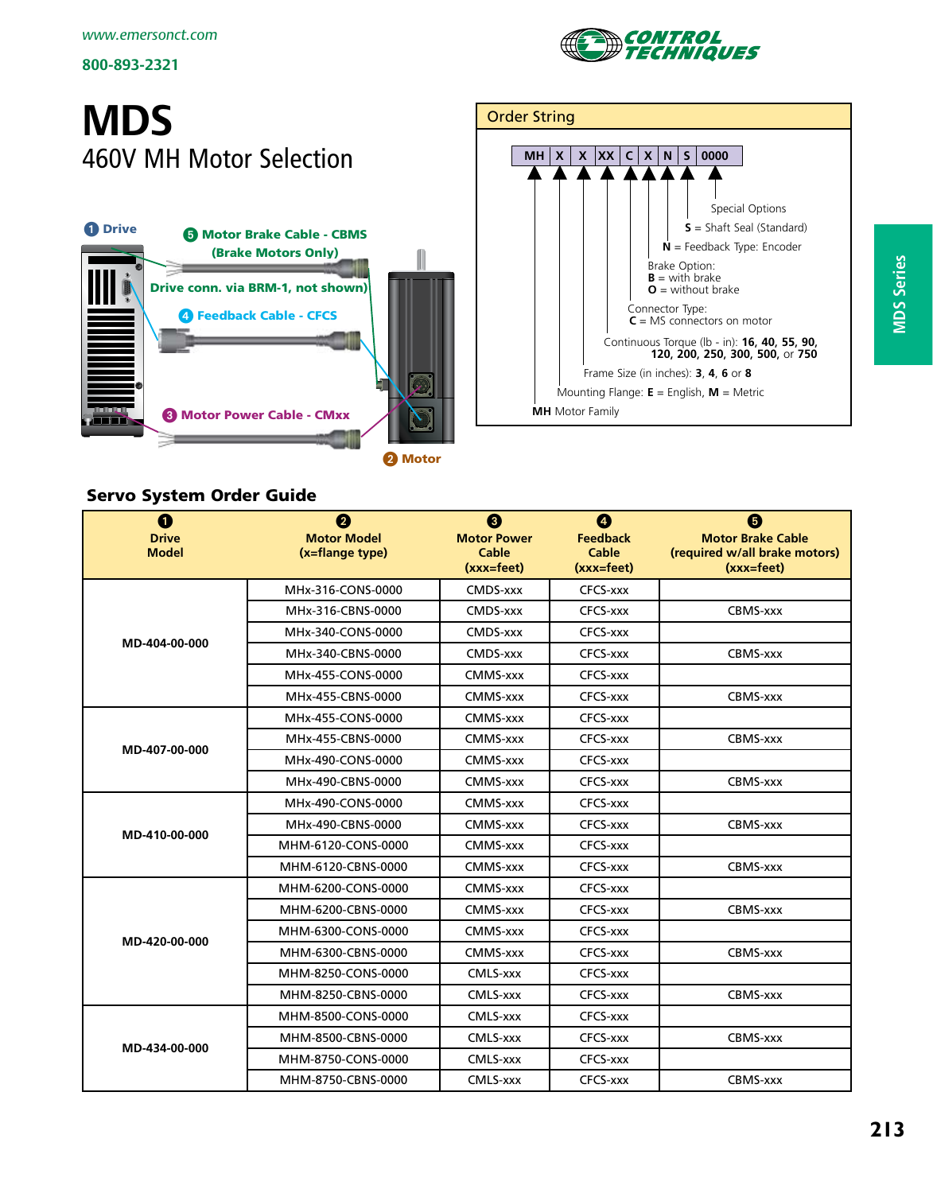# MDS

## 460V MH Motor Selection

1 Drive

5 Motor Brake Cable - CBMS (Brake Motors Only)

Drive conn. via BRM-1, not shown)

4 Feedback Cable - CFCS

3 Motor Power Cable - CMxx

2 Motor

### Order String

MH | X | X | XX | C | X | N | S | 0000

- Special Options
- **S** = Shaft Seal (Standard)
- **N** = Feedback Type: Encoder
- Brake Option: **B** = with brake, **O** = without brake
- Connector Type: **C** = MS connectors on motor
- Continuous Torque (lb - in): **16**, **40**, **55**, **90**, **120**, **200**, **250**, **300**, **500**, or **750**
- Frame Size (in inches): **3**, **4**, **6** or **8**
- Mounting Flange: **E** = English, **M** = Metric
- **MH** Motor Family

MDS Series

## Servo System Order Guide

| 1 Drive Model | 2 Motor Model (x=flange type) | 3 Motor Power Cable (xxx=feet) | 4 Feedback Cable (xxx=feet) | 5 Motor Brake Cable (required w/all brake motors) (xxx=feet) |
|---|---|---|---|---|
| MD-404-00-000 | MHx-316-CONS-0000 | CMDS-xxx | CFCS-xxx | |
| | MHx-316-CBNS-0000 | CMDS-xxx | CFCS-xxx | CBMS-xxx |
| | MHx-340-CONS-0000 | CMDS-xxx | CFCS-xxx | |
| | MHx-340-CBNS-0000 | CMDS-xxx | CFCS-xxx | CBMS-xxx |
| | MHx-455-CONS-0000 | CMMS-xxx | CFCS-xxx | |
| | MHx-455-CBNS-0000 | CMMS-xxx | CFCS-xxx | CBMS-xxx |
| MD-407-00-000 | MHx-455-CONS-0000 | CMMS-xxx | CFCS-xxx | |
| | MHx-455-CBNS-0000 | CMMS-xxx | CFCS-xxx | CBMS-xxx |
| | MHx-490-CONS-0000 | CMMS-xxx | CFCS-xxx | |
| | MHx-490-CBNS-0000 | CMMS-xxx | CFCS-xxx | CBMS-xxx |
| MD-410-00-000 | MHx-490-CONS-0000 | CMMS-xxx | CFCS-xxx | |
| | MHx-490-CBNS-0000 | CMMS-xxx | CFCS-xxx | CBMS-xxx |
| | MHM-6120-CONS-0000 | CMMS-xxx | CFCS-xxx | |
| | MHM-6120-CBNS-0000 | CMMS-xxx | CFCS-xxx | CBMS-xxx |
| MD-420-00-000 | MHM-6200-CONS-0000 | CMMS-xxx | CFCS-xxx | |
| | MHM-6200-CBNS-0000 | CMMS-xxx | CFCS-xxx | CBMS-xxx |
| | MHM-6300-CONS-0000 | CMMS-xxx | CFCS-xxx | |
| | MHM-6300-CBNS-0000 | CMMS-xxx | CFCS-xxx | CBMS-xxx |
| | MHM-8250-CONS-0000 | CMLS-xxx | CFCS-xxx | |
| | MHM-8250-CBNS-0000 | CMLS-xxx | CFCS-xxx | CBMS-xxx |
| MD-434-00-000 | MHM-8500-CONS-0000 | CMLS-xxx | CFCS-xxx | |
| | MHM-8500-CBNS-0000 | CMLS-xxx | CFCS-xxx | CBMS-xxx |
| | MHM-8750-CONS-0000 | CMLS-xxx | CFCS-xxx | |
| | MHM-8750-CBNS-0000 | CMLS-xxx | CFCS-xxx | CBMS-xxx |